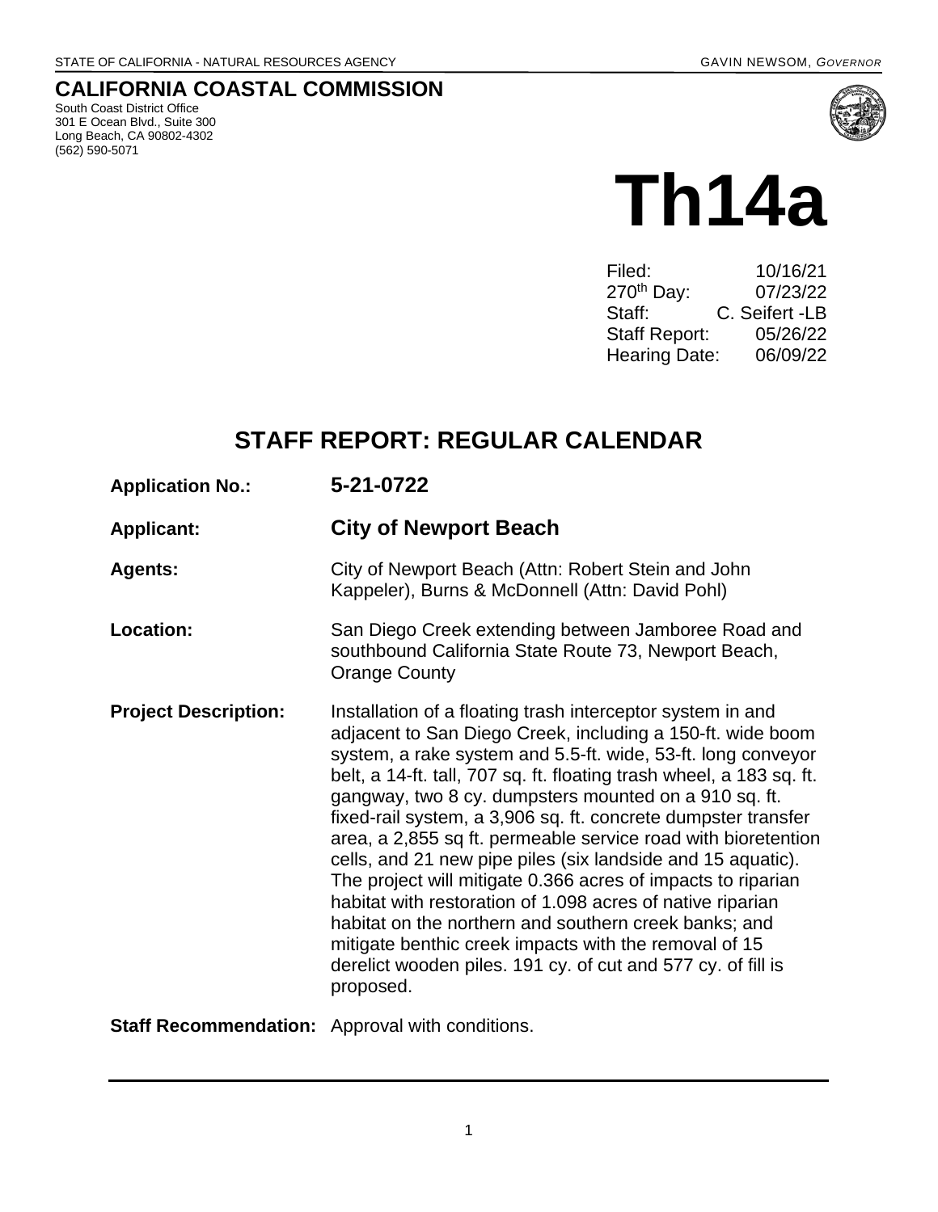STATE OF CALIFORNIA - NATURAL RESOURCES AGENCY GAVIN NEWSOM, *GOVERNOR*

# CALIFORNIA COASTAL COMMISSION

South Coast District Office
301 E Ocean Blvd., Suite 300
Long Beach, CA 90802-4302
(562) 590-5071

# Th14a

| | |
|---|---|
| Filed: | 10/16/21 |
| 270th Day: | 07/23/22 |
| Staff: | C. Seifert -LB |
| Staff Report: | 05/26/22 |
| Hearing Date: | 06/09/22 |

## STAFF REPORT: REGULAR CALENDAR

**Application No.:** **5-21-0722**

**Applicant:** **City of Newport Beach**

**Agents:** City of Newport Beach (Attn: Robert Stein and John Kappeler), Burns & McDonnell (Attn: David Pohl)

**Location:** San Diego Creek extending between Jamboree Road and southbound California State Route 73, Newport Beach, Orange County

**Project Description:** Installation of a floating trash interceptor system in and adjacent to San Diego Creek, including a 150-ft. wide boom system, a rake system and 5.5-ft. wide, 53-ft. long conveyor belt, a 14-ft. tall, 707 sq. ft. floating trash wheel, a 183 sq. ft. gangway, two 8 cy. dumpsters mounted on a 910 sq. ft. fixed-rail system, a 3,906 sq. ft. concrete dumpster transfer area, a 2,855 sq ft. permeable service road with bioretention cells, and 21 new pipe piles (six landside and 15 aquatic). The project will mitigate 0.366 acres of impacts to riparian habitat with restoration of 1.098 acres of native riparian habitat on the northern and southern creek banks; and mitigate benthic creek impacts with the removal of 15 derelict wooden piles. 191 cy. of cut and 577 cy. of fill is proposed.

**Staff Recommendation:** Approval with conditions.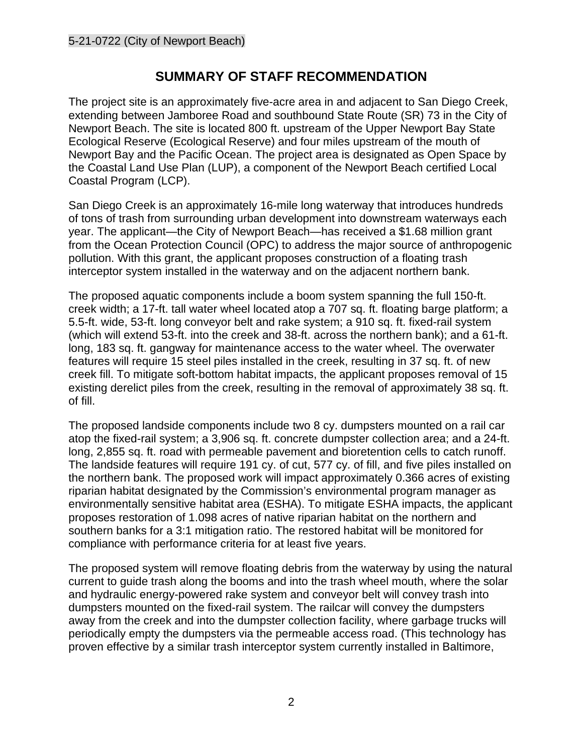## SUMMARY OF STAFF RECOMMENDATION

The project site is an approximately five-acre area in and adjacent to San Diego Creek, extending between Jamboree Road and southbound State Route (SR) 73 in the City of Newport Beach. The site is located 800 ft. upstream of the Upper Newport Bay State Ecological Reserve (Ecological Reserve) and four miles upstream of the mouth of Newport Bay and the Pacific Ocean. The project area is designated as Open Space by the Coastal Land Use Plan (LUP), a component of the Newport Beach certified Local Coastal Program (LCP).

San Diego Creek is an approximately 16-mile long waterway that introduces hundreds of tons of trash from surrounding urban development into downstream waterways each year. The applicant—the City of Newport Beach—has received a $1.68 million grant from the Ocean Protection Council (OPC) to address the major source of anthropogenic pollution. With this grant, the applicant proposes construction of a floating trash interceptor system installed in the waterway and on the adjacent northern bank.

The proposed aquatic components include a boom system spanning the full 150-ft. creek width; a 17-ft. tall water wheel located atop a 707 sq. ft. floating barge platform; a 5.5-ft. wide, 53-ft. long conveyor belt and rake system; a 910 sq. ft. fixed-rail system (which will extend 53-ft. into the creek and 38-ft. across the northern bank); and a 61-ft. long, 183 sq. ft. gangway for maintenance access to the water wheel. The overwater features will require 15 steel piles installed in the creek, resulting in 37 sq. ft. of new creek fill. To mitigate soft-bottom habitat impacts, the applicant proposes removal of 15 existing derelict piles from the creek, resulting in the removal of approximately 38 sq. ft. of fill.

The proposed landside components include two 8 cy. dumpsters mounted on a rail car atop the fixed-rail system; a 3,906 sq. ft. concrete dumpster collection area; and a 24-ft. long, 2,855 sq. ft. road with permeable pavement and bioretention cells to catch runoff. The landside features will require 191 cy. of cut, 577 cy. of fill, and five piles installed on the northern bank. The proposed work will impact approximately 0.366 acres of existing riparian habitat designated by the Commission's environmental program manager as environmentally sensitive habitat area (ESHA). To mitigate ESHA impacts, the applicant proposes restoration of 1.098 acres of native riparian habitat on the northern and southern banks for a 3:1 mitigation ratio. The restored habitat will be monitored for compliance with performance criteria for at least five years.

The proposed system will remove floating debris from the waterway by using the natural current to guide trash along the booms and into the trash wheel mouth, where the solar and hydraulic energy-powered rake system and conveyor belt will convey trash into dumpsters mounted on the fixed-rail system. The railcar will convey the dumpsters away from the creek and into the dumpster collection facility, where garbage trucks will periodically empty the dumpsters via the permeable access road. (This technology has proven effective by a similar trash interceptor system currently installed in Baltimore,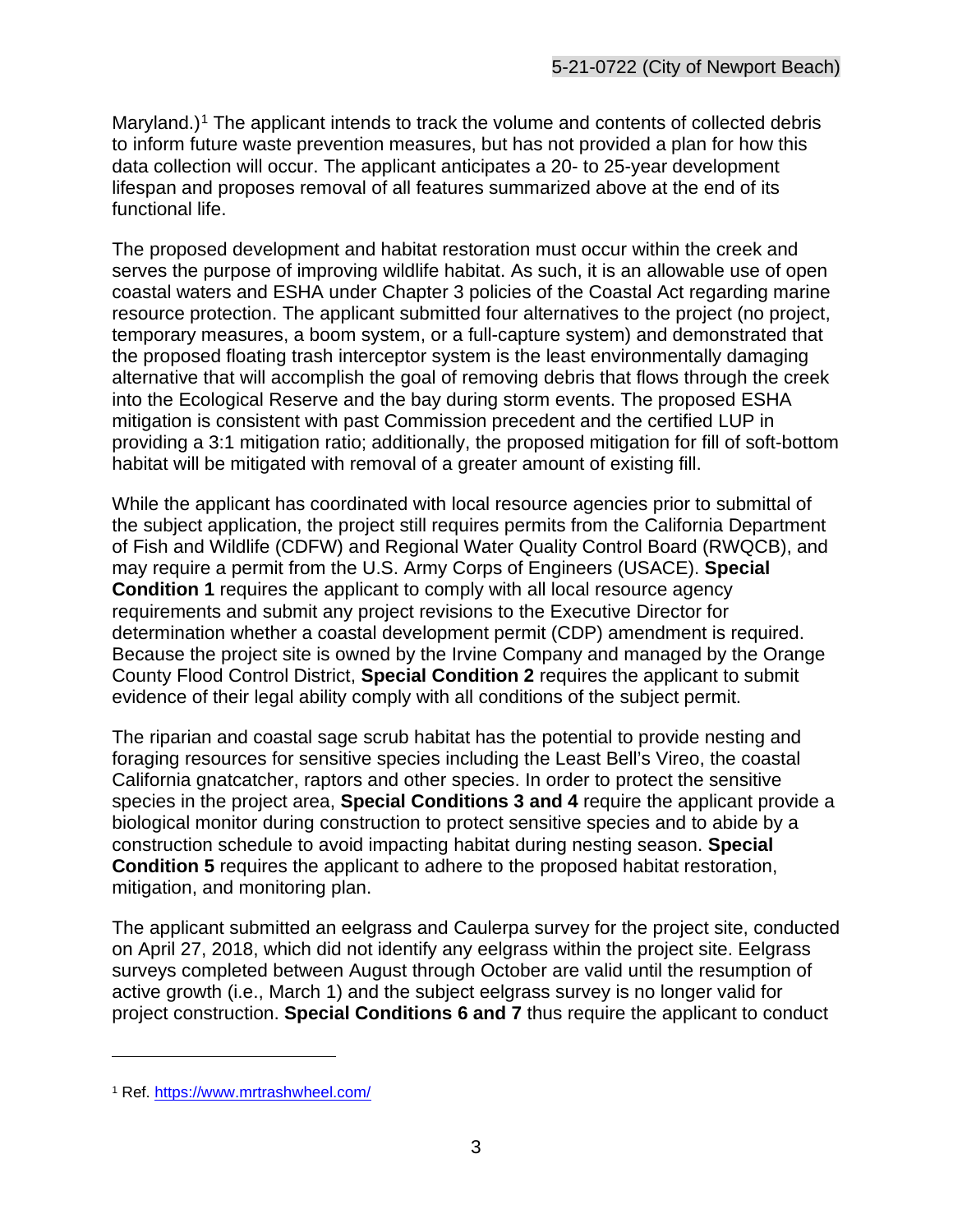Maryland.)[1] The applicant intends to track the volume and contents of collected debris to inform future waste prevention measures, but has not provided a plan for how this data collection will occur. The applicant anticipates a 20- to 25-year development lifespan and proposes removal of all features summarized above at the end of its functional life.

The proposed development and habitat restoration must occur within the creek and serves the purpose of improving wildlife habitat. As such, it is an allowable use of open coastal waters and ESHA under Chapter 3 policies of the Coastal Act regarding marine resource protection. The applicant submitted four alternatives to the project (no project, temporary measures, a boom system, or a full-capture system) and demonstrated that the proposed floating trash interceptor system is the least environmentally damaging alternative that will accomplish the goal of removing debris that flows through the creek into the Ecological Reserve and the bay during storm events. The proposed ESHA mitigation is consistent with past Commission precedent and the certified LUP in providing a 3:1 mitigation ratio; additionally, the proposed mitigation for fill of soft-bottom habitat will be mitigated with removal of a greater amount of existing fill.

While the applicant has coordinated with local resource agencies prior to submittal of the subject application, the project still requires permits from the California Department of Fish and Wildlife (CDFW) and Regional Water Quality Control Board (RWQCB), and may require a permit from the U.S. Army Corps of Engineers (USACE). **Special Condition 1** requires the applicant to comply with all local resource agency requirements and submit any project revisions to the Executive Director for determination whether a coastal development permit (CDP) amendment is required. Because the project site is owned by the Irvine Company and managed by the Orange County Flood Control District, **Special Condition 2** requires the applicant to submit evidence of their legal ability comply with all conditions of the subject permit.

The riparian and coastal sage scrub habitat has the potential to provide nesting and foraging resources for sensitive species including the Least Bell's Vireo, the coastal California gnatcatcher, raptors and other species. In order to protect the sensitive species in the project area, **Special Conditions 3 and 4** require the applicant provide a biological monitor during construction to protect sensitive species and to abide by a construction schedule to avoid impacting habitat during nesting season. **Special Condition 5** requires the applicant to adhere to the proposed habitat restoration, mitigation, and monitoring plan.

The applicant submitted an eelgrass and Caulerpa survey for the project site, conducted on April 27, 2018, which did not identify any eelgrass within the project site. Eelgrass surveys completed between August through October are valid until the resumption of active growth (i.e., March 1) and the subject eelgrass survey is no longer valid for project construction. **Special Conditions 6 and 7** thus require the applicant to conduct

---

[1] Ref. https://www.mrtrashwheel.com/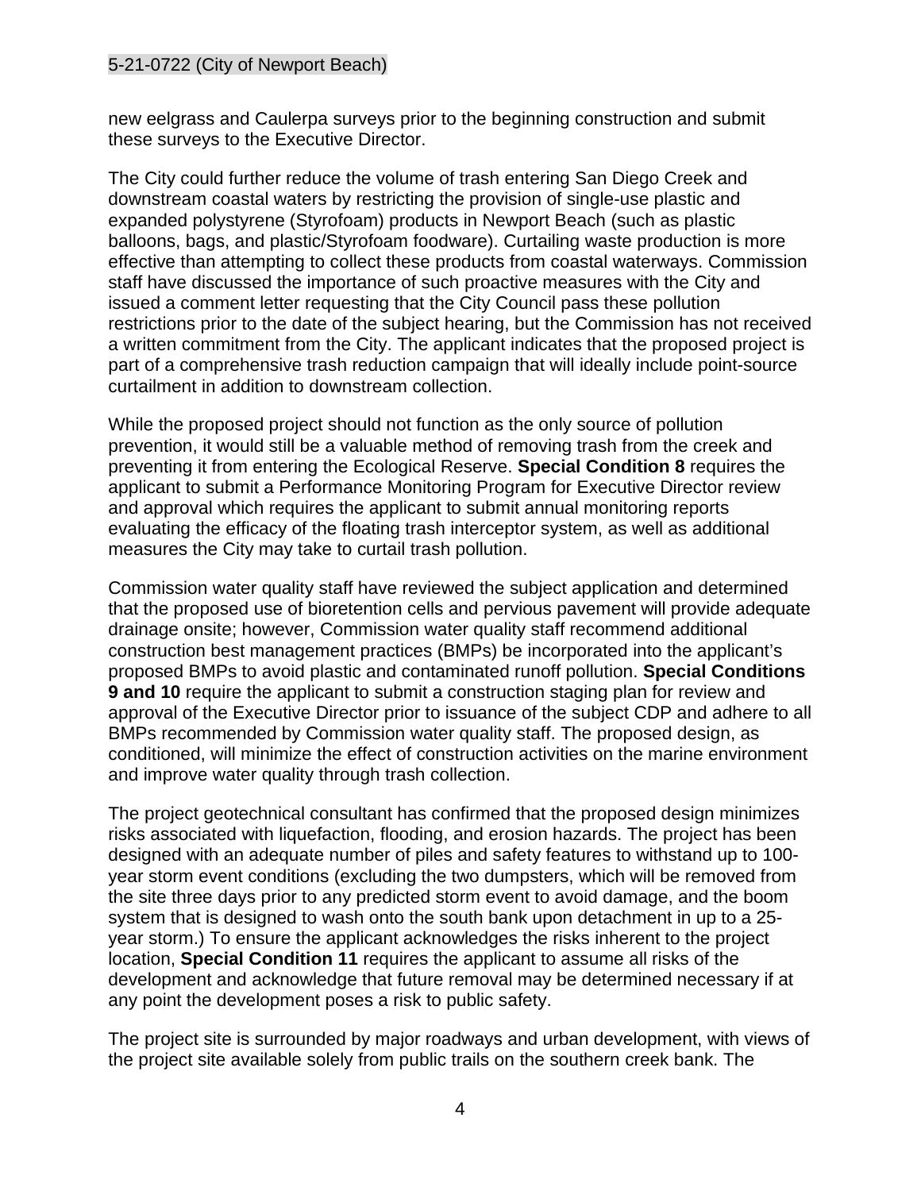new eelgrass and Caulerpa surveys prior to the beginning construction and submit these surveys to the Executive Director.

The City could further reduce the volume of trash entering San Diego Creek and downstream coastal waters by restricting the provision of single-use plastic and expanded polystyrene (Styrofoam) products in Newport Beach (such as plastic balloons, bags, and plastic/Styrofoam foodware). Curtailing waste production is more effective than attempting to collect these products from coastal waterways. Commission staff have discussed the importance of such proactive measures with the City and issued a comment letter requesting that the City Council pass these pollution restrictions prior to the date of the subject hearing, but the Commission has not received a written commitment from the City. The applicant indicates that the proposed project is part of a comprehensive trash reduction campaign that will ideally include point-source curtailment in addition to downstream collection.

While the proposed project should not function as the only source of pollution prevention, it would still be a valuable method of removing trash from the creek and preventing it from entering the Ecological Reserve. **Special Condition 8** requires the applicant to submit a Performance Monitoring Program for Executive Director review and approval which requires the applicant to submit annual monitoring reports evaluating the efficacy of the floating trash interceptor system, as well as additional measures the City may take to curtail trash pollution.

Commission water quality staff have reviewed the subject application and determined that the proposed use of bioretention cells and pervious pavement will provide adequate drainage onsite; however, Commission water quality staff recommend additional construction best management practices (BMPs) be incorporated into the applicant's proposed BMPs to avoid plastic and contaminated runoff pollution. **Special Conditions 9 and 10** require the applicant to submit a construction staging plan for review and approval of the Executive Director prior to issuance of the subject CDP and adhere to all BMPs recommended by Commission water quality staff. The proposed design, as conditioned, will minimize the effect of construction activities on the marine environment and improve water quality through trash collection.

The project geotechnical consultant has confirmed that the proposed design minimizes risks associated with liquefaction, flooding, and erosion hazards. The project has been designed with an adequate number of piles and safety features to withstand up to 100-year storm event conditions (excluding the two dumpsters, which will be removed from the site three days prior to any predicted storm event to avoid damage, and the boom system that is designed to wash onto the south bank upon detachment in up to a 25-year storm.) To ensure the applicant acknowledges the risks inherent to the project location, **Special Condition 11** requires the applicant to assume all risks of the development and acknowledge that future removal may be determined necessary if at any point the development poses a risk to public safety.

The project site is surrounded by major roadways and urban development, with views of the project site available solely from public trails on the southern creek bank. The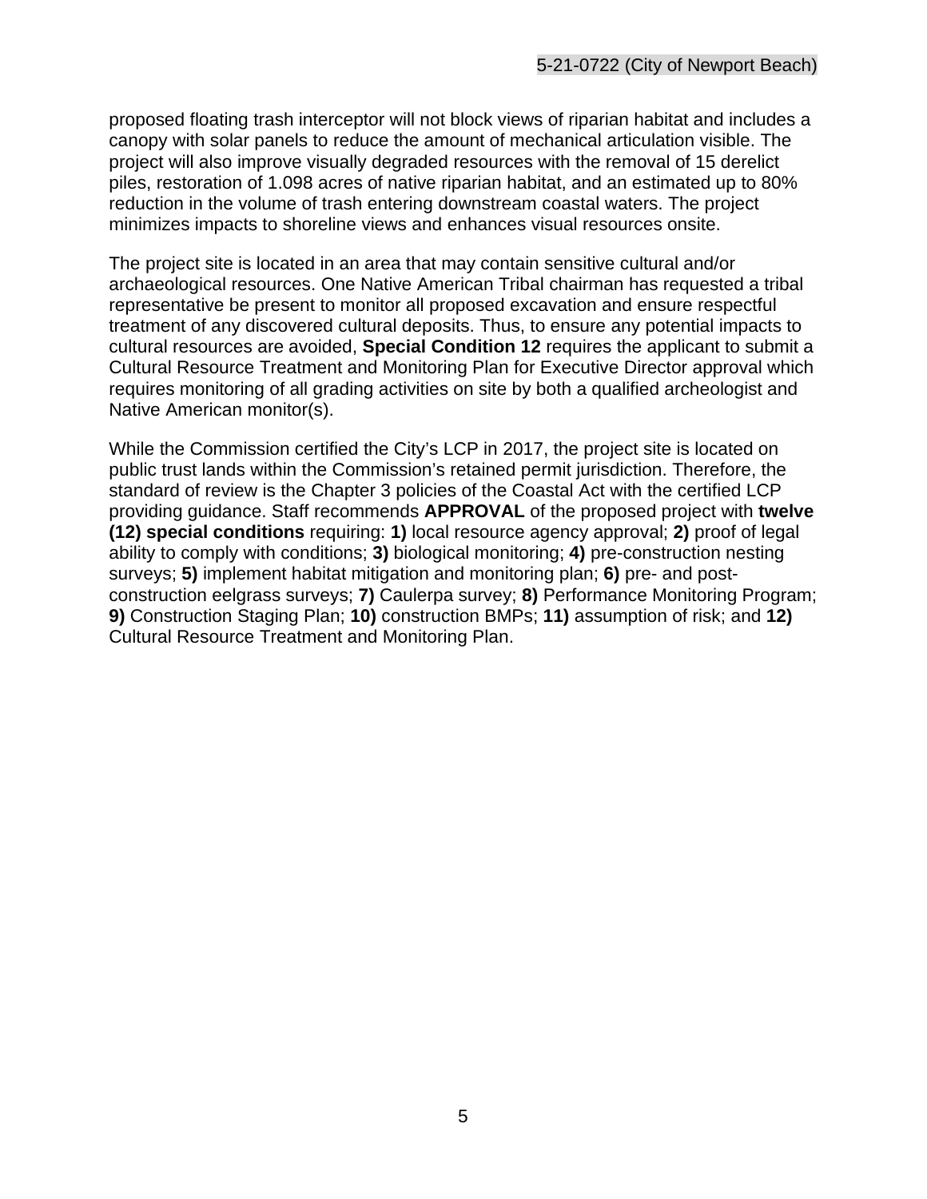proposed floating trash interceptor will not block views of riparian habitat and includes a canopy with solar panels to reduce the amount of mechanical articulation visible. The project will also improve visually degraded resources with the removal of 15 derelict piles, restoration of 1.098 acres of native riparian habitat, and an estimated up to 80% reduction in the volume of trash entering downstream coastal waters. The project minimizes impacts to shoreline views and enhances visual resources onsite.

The project site is located in an area that may contain sensitive cultural and/or archaeological resources. One Native American Tribal chairman has requested a tribal representative be present to monitor all proposed excavation and ensure respectful treatment of any discovered cultural deposits. Thus, to ensure any potential impacts to cultural resources are avoided, **Special Condition 12** requires the applicant to submit a Cultural Resource Treatment and Monitoring Plan for Executive Director approval which requires monitoring of all grading activities on site by both a qualified archeologist and Native American monitor(s).

While the Commission certified the City's LCP in 2017, the project site is located on public trust lands within the Commission's retained permit jurisdiction. Therefore, the standard of review is the Chapter 3 policies of the Coastal Act with the certified LCP providing guidance. Staff recommends **APPROVAL** of the proposed project with **twelve (12) special conditions** requiring: **1)** local resource agency approval; **2)** proof of legal ability to comply with conditions; **3)** biological monitoring; **4)** pre-construction nesting surveys; **5)** implement habitat mitigation and monitoring plan; **6)** pre- and post-construction eelgrass surveys; **7)** Caulerpa survey; **8)** Performance Monitoring Program; **9)** Construction Staging Plan; **10)** construction BMPs; **11)** assumption of risk; and **12)** Cultural Resource Treatment and Monitoring Plan.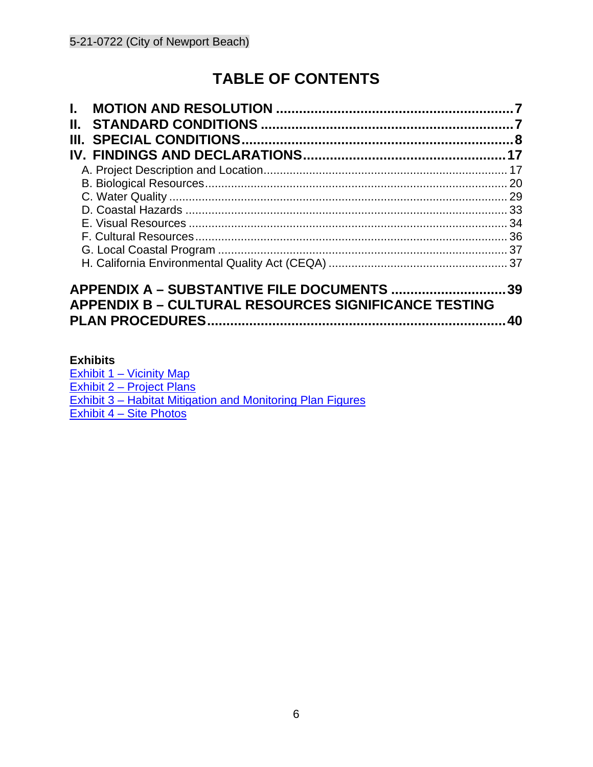# TABLE OF CONTENTS

**I. MOTION AND RESOLUTION ............................................................. 7**
**II. STANDARD CONDITIONS ................................................................... 7**
**III. SPECIAL CONDITIONS........................................................................ 8**
**IV. FINDINGS AND DECLARATIONS..................................................... 17**

- A. Project Description and Location.......................................................................... 17
- B. Biological Resources............................................................................................ 20
- C. Water Quality ....................................................................................................... 29
- D. Coastal Hazards .................................................................................................. 33
- E. Visual Resources ................................................................................................. 34
- F. Cultural Resources............................................................................................... 36
- G. Local Coastal Program ........................................................................................ 37
- H. California Environmental Quality Act (CEQA) ...................................................... 37

**APPENDIX A – SUBSTANTIVE FILE DOCUMENTS ............................. 39**
**APPENDIX B – CULTURAL RESOURCES SIGNIFICANCE TESTING PLAN PROCEDURES............................................................................ 40**

**Exhibits**
Exhibit 1 – Vicinity Map
Exhibit 2 – Project Plans
Exhibit 3 – Habitat Mitigation and Monitoring Plan Figures
Exhibit 4 – Site Photos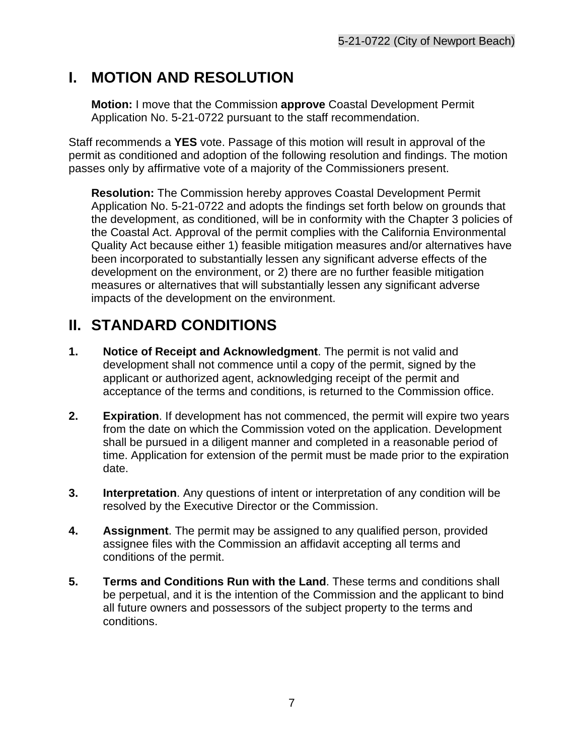# I. MOTION AND RESOLUTION

**Motion:** I move that the Commission **approve** Coastal Development Permit Application No. 5-21-0722 pursuant to the staff recommendation.

Staff recommends a **YES** vote. Passage of this motion will result in approval of the permit as conditioned and adoption of the following resolution and findings. The motion passes only by affirmative vote of a majority of the Commissioners present.

**Resolution:** The Commission hereby approves Coastal Development Permit Application No. 5-21-0722 and adopts the findings set forth below on grounds that the development, as conditioned, will be in conformity with the Chapter 3 policies of the Coastal Act. Approval of the permit complies with the California Environmental Quality Act because either 1) feasible mitigation measures and/or alternatives have been incorporated to substantially lessen any significant adverse effects of the development on the environment, or 2) there are no further feasible mitigation measures or alternatives that will substantially lessen any significant adverse impacts of the development on the environment.

# II. STANDARD CONDITIONS

1. **Notice of Receipt and Acknowledgment**. The permit is not valid and development shall not commence until a copy of the permit, signed by the applicant or authorized agent, acknowledging receipt of the permit and acceptance of the terms and conditions, is returned to the Commission office.

2. **Expiration**. If development has not commenced, the permit will expire two years from the date on which the Commission voted on the application. Development shall be pursued in a diligent manner and completed in a reasonable period of time. Application for extension of the permit must be made prior to the expiration date.

3. **Interpretation**. Any questions of intent or interpretation of any condition will be resolved by the Executive Director or the Commission.

4. **Assignment**. The permit may be assigned to any qualified person, provided assignee files with the Commission an affidavit accepting all terms and conditions of the permit.

5. **Terms and Conditions Run with the Land**. These terms and conditions shall be perpetual, and it is the intention of the Commission and the applicant to bind all future owners and possessors of the subject property to the terms and conditions.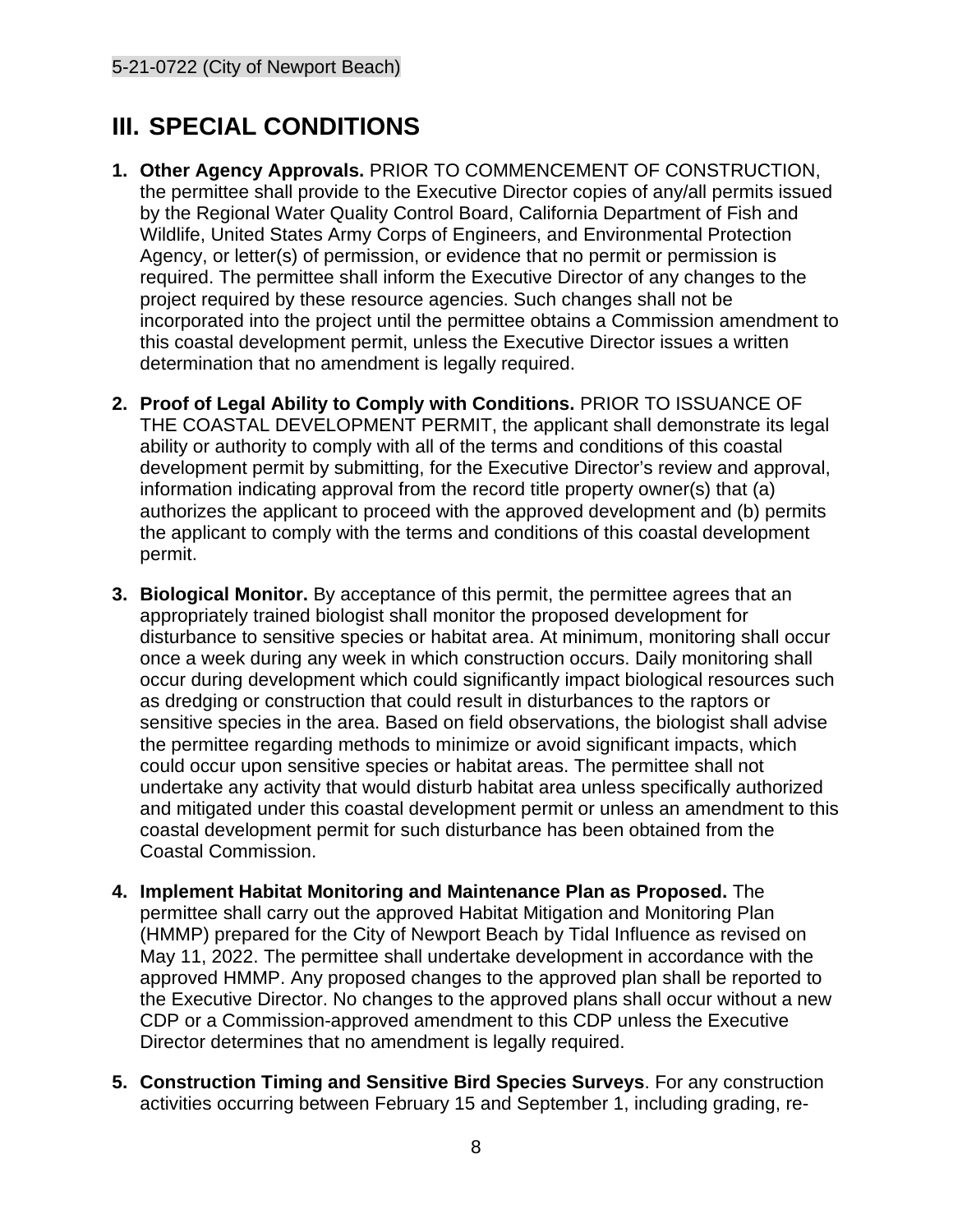# III. SPECIAL CONDITIONS

1. **Other Agency Approvals.** PRIOR TO COMMENCEMENT OF CONSTRUCTION, the permittee shall provide to the Executive Director copies of any/all permits issued by the Regional Water Quality Control Board, California Department of Fish and Wildlife, United States Army Corps of Engineers, and Environmental Protection Agency, or letter(s) of permission, or evidence that no permit or permission is required. The permittee shall inform the Executive Director of any changes to the project required by these resource agencies. Such changes shall not be incorporated into the project until the permittee obtains a Commission amendment to this coastal development permit, unless the Executive Director issues a written determination that no amendment is legally required.

2. **Proof of Legal Ability to Comply with Conditions.** PRIOR TO ISSUANCE OF THE COASTAL DEVELOPMENT PERMIT, the applicant shall demonstrate its legal ability or authority to comply with all of the terms and conditions of this coastal development permit by submitting, for the Executive Director's review and approval, information indicating approval from the record title property owner(s) that (a) authorizes the applicant to proceed with the approved development and (b) permits the applicant to comply with the terms and conditions of this coastal development permit.

3. **Biological Monitor.** By acceptance of this permit, the permittee agrees that an appropriately trained biologist shall monitor the proposed development for disturbance to sensitive species or habitat area. At minimum, monitoring shall occur once a week during any week in which construction occurs. Daily monitoring shall occur during development which could significantly impact biological resources such as dredging or construction that could result in disturbances to the raptors or sensitive species in the area. Based on field observations, the biologist shall advise the permittee regarding methods to minimize or avoid significant impacts, which could occur upon sensitive species or habitat areas. The permittee shall not undertake any activity that would disturb habitat area unless specifically authorized and mitigated under this coastal development permit or unless an amendment to this coastal development permit for such disturbance has been obtained from the Coastal Commission.

4. **Implement Habitat Monitoring and Maintenance Plan as Proposed.** The permittee shall carry out the approved Habitat Mitigation and Monitoring Plan (HMMP) prepared for the City of Newport Beach by Tidal Influence as revised on May 11, 2022. The permittee shall undertake development in accordance with the approved HMMP. Any proposed changes to the approved plan shall be reported to the Executive Director. No changes to the approved plans shall occur without a new CDP or a Commission-approved amendment to this CDP unless the Executive Director determines that no amendment is legally required.

5. **Construction Timing and Sensitive Bird Species Surveys**. For any construction activities occurring between February 15 and September 1, including grading, re-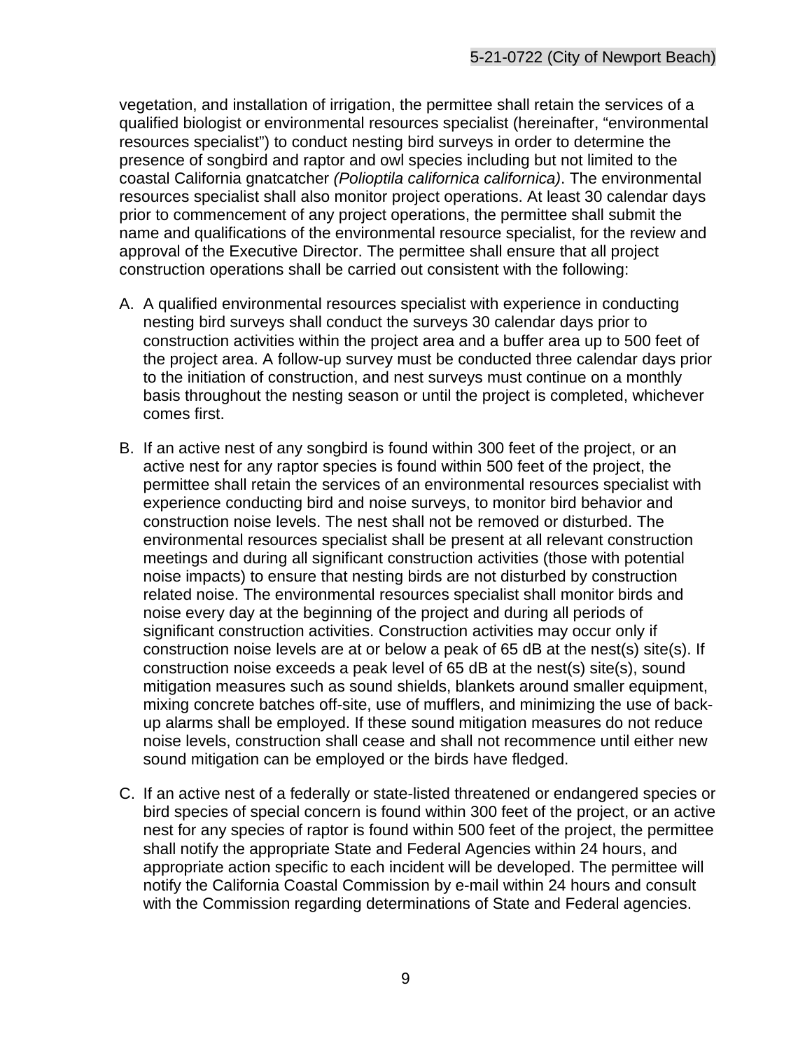vegetation, and installation of irrigation, the permittee shall retain the services of a qualified biologist or environmental resources specialist (hereinafter, "environmental resources specialist") to conduct nesting bird surveys in order to determine the presence of songbird and raptor and owl species including but not limited to the coastal California gnatcatcher *(Polioptila californica californica)*. The environmental resources specialist shall also monitor project operations. At least 30 calendar days prior to commencement of any project operations, the permittee shall submit the name and qualifications of the environmental resource specialist, for the review and approval of the Executive Director. The permittee shall ensure that all project construction operations shall be carried out consistent with the following:

A. A qualified environmental resources specialist with experience in conducting nesting bird surveys shall conduct the surveys 30 calendar days prior to construction activities within the project area and a buffer area up to 500 feet of the project area. A follow-up survey must be conducted three calendar days prior to the initiation of construction, and nest surveys must continue on a monthly basis throughout the nesting season or until the project is completed, whichever comes first.

B. If an active nest of any songbird is found within 300 feet of the project, or an active nest for any raptor species is found within 500 feet of the project, the permittee shall retain the services of an environmental resources specialist with experience conducting bird and noise surveys, to monitor bird behavior and construction noise levels. The nest shall not be removed or disturbed. The environmental resources specialist shall be present at all relevant construction meetings and during all significant construction activities (those with potential noise impacts) to ensure that nesting birds are not disturbed by construction related noise. The environmental resources specialist shall monitor birds and noise every day at the beginning of the project and during all periods of significant construction activities. Construction activities may occur only if construction noise levels are at or below a peak of 65 dB at the nest(s) site(s). If construction noise exceeds a peak level of 65 dB at the nest(s) site(s), sound mitigation measures such as sound shields, blankets around smaller equipment, mixing concrete batches off-site, use of mufflers, and minimizing the use of back-up alarms shall be employed. If these sound mitigation measures do not reduce noise levels, construction shall cease and shall not recommence until either new sound mitigation can be employed or the birds have fledged.

C. If an active nest of a federally or state-listed threatened or endangered species or bird species of special concern is found within 300 feet of the project, or an active nest for any species of raptor is found within 500 feet of the project, the permittee shall notify the appropriate State and Federal Agencies within 24 hours, and appropriate action specific to each incident will be developed. The permittee will notify the California Coastal Commission by e-mail within 24 hours and consult with the Commission regarding determinations of State and Federal agencies.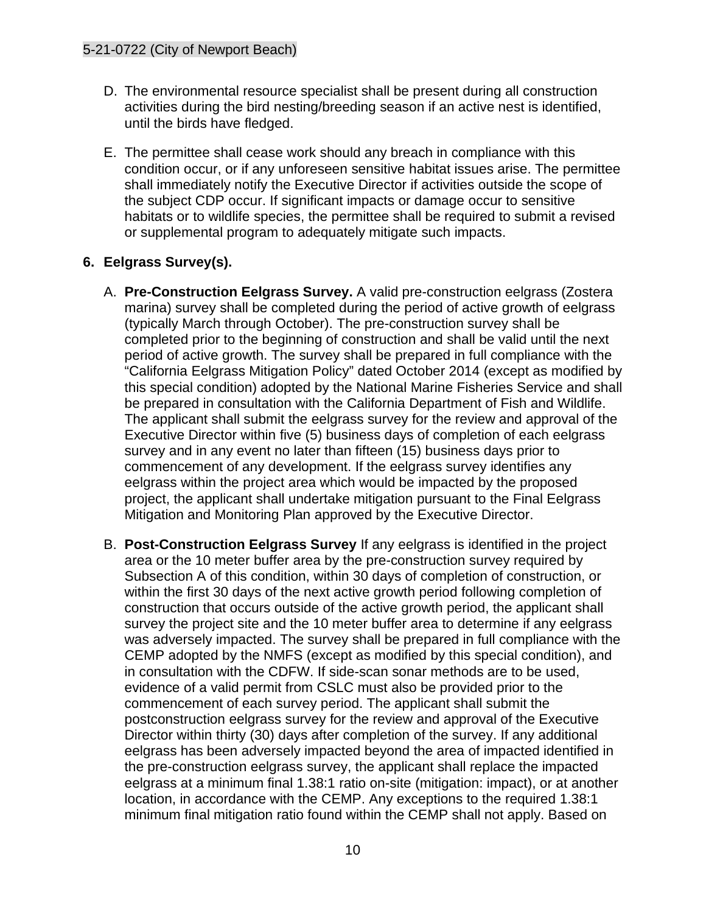D. The environmental resource specialist shall be present during all construction activities during the bird nesting/breeding season if an active nest is identified, until the birds have fledged.

E. The permittee shall cease work should any breach in compliance with this condition occur, or if any unforeseen sensitive habitat issues arise. The permittee shall immediately notify the Executive Director if activities outside the scope of the subject CDP occur. If significant impacts or damage occur to sensitive habitats or to wildlife species, the permittee shall be required to submit a revised or supplemental program to adequately mitigate such impacts.

**6. Eelgrass Survey(s).**

A. **Pre-Construction Eelgrass Survey.** A valid pre-construction eelgrass (Zostera marina) survey shall be completed during the period of active growth of eelgrass (typically March through October). The pre-construction survey shall be completed prior to the beginning of construction and shall be valid until the next period of active growth. The survey shall be prepared in full compliance with the "California Eelgrass Mitigation Policy" dated October 2014 (except as modified by this special condition) adopted by the National Marine Fisheries Service and shall be prepared in consultation with the California Department of Fish and Wildlife. The applicant shall submit the eelgrass survey for the review and approval of the Executive Director within five (5) business days of completion of each eelgrass survey and in any event no later than fifteen (15) business days prior to commencement of any development. If the eelgrass survey identifies any eelgrass within the project area which would be impacted by the proposed project, the applicant shall undertake mitigation pursuant to the Final Eelgrass Mitigation and Monitoring Plan approved by the Executive Director.

B. **Post-Construction Eelgrass Survey** If any eelgrass is identified in the project area or the 10 meter buffer area by the pre-construction survey required by Subsection A of this condition, within 30 days of completion of construction, or within the first 30 days of the next active growth period following completion of construction that occurs outside of the active growth period, the applicant shall survey the project site and the 10 meter buffer area to determine if any eelgrass was adversely impacted. The survey shall be prepared in full compliance with the CEMP adopted by the NMFS (except as modified by this special condition), and in consultation with the CDFW. If side-scan sonar methods are to be used, evidence of a valid permit from CSLC must also be provided prior to the commencement of each survey period. The applicant shall submit the postconstruction eelgrass survey for the review and approval of the Executive Director within thirty (30) days after completion of the survey. If any additional eelgrass has been adversely impacted beyond the area of impacted identified in the pre-construction eelgrass survey, the applicant shall replace the impacted eelgrass at a minimum final 1.38:1 ratio on-site (mitigation: impact), or at another location, in accordance with the CEMP. Any exceptions to the required 1.38:1 minimum final mitigation ratio found within the CEMP shall not apply. Based on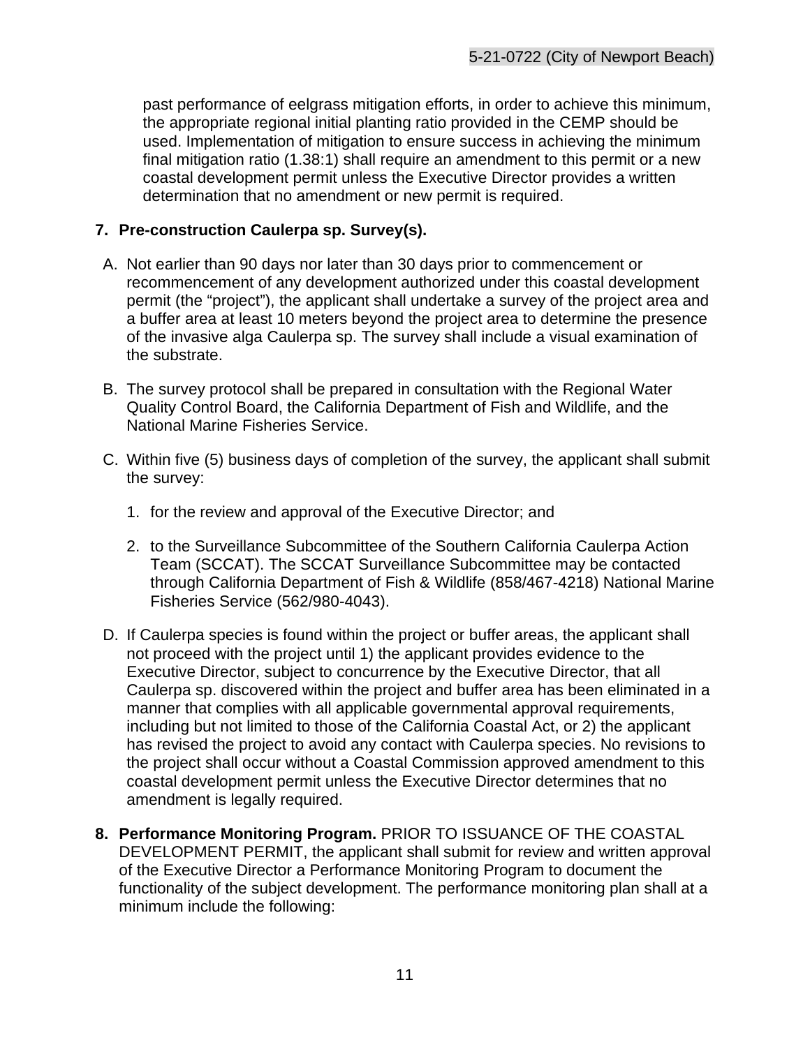past performance of eelgrass mitigation efforts, in order to achieve this minimum, the appropriate regional initial planting ratio provided in the CEMP should be used. Implementation of mitigation to ensure success in achieving the minimum final mitigation ratio (1.38:1) shall require an amendment to this permit or a new coastal development permit unless the Executive Director provides a written determination that no amendment or new permit is required.

**7. Pre-construction Caulerpa sp. Survey(s).**

A. Not earlier than 90 days nor later than 30 days prior to commencement or recommencement of any development authorized under this coastal development permit (the "project"), the applicant shall undertake a survey of the project area and a buffer area at least 10 meters beyond the project area to determine the presence of the invasive alga Caulerpa sp. The survey shall include a visual examination of the substrate.

B. The survey protocol shall be prepared in consultation with the Regional Water Quality Control Board, the California Department of Fish and Wildlife, and the National Marine Fisheries Service.

C. Within five (5) business days of completion of the survey, the applicant shall submit the survey:

   1. for the review and approval of the Executive Director; and

   2. to the Surveillance Subcommittee of the Southern California Caulerpa Action Team (SCCAT). The SCCAT Surveillance Subcommittee may be contacted through California Department of Fish & Wildlife (858/467-4218) National Marine Fisheries Service (562/980-4043).

D. If Caulerpa species is found within the project or buffer areas, the applicant shall not proceed with the project until 1) the applicant provides evidence to the Executive Director, subject to concurrence by the Executive Director, that all Caulerpa sp. discovered within the project and buffer area has been eliminated in a manner that complies with all applicable governmental approval requirements, including but not limited to those of the California Coastal Act, or 2) the applicant has revised the project to avoid any contact with Caulerpa species. No revisions to the project shall occur without a Coastal Commission approved amendment to this coastal development permit unless the Executive Director determines that no amendment is legally required.

**8. Performance Monitoring Program.** PRIOR TO ISSUANCE OF THE COASTAL DEVELOPMENT PERMIT, the applicant shall submit for review and written approval of the Executive Director a Performance Monitoring Program to document the functionality of the subject development. The performance monitoring plan shall at a minimum include the following: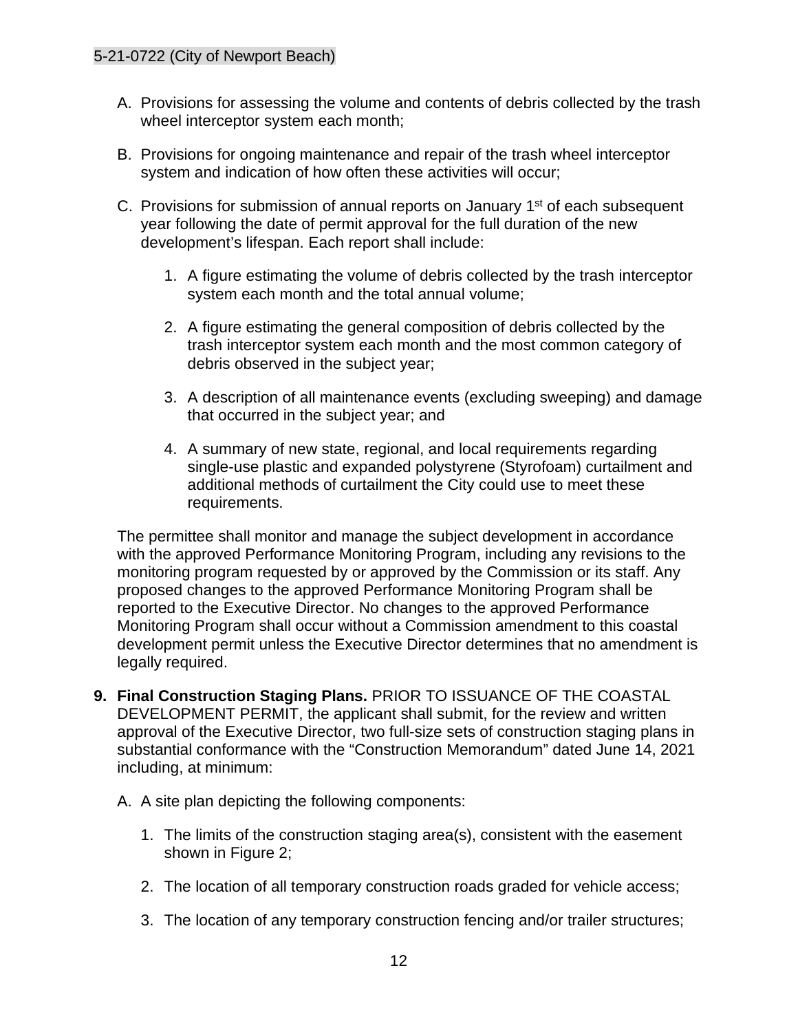A. Provisions for assessing the volume and contents of debris collected by the trash wheel interceptor system each month;

B. Provisions for ongoing maintenance and repair of the trash wheel interceptor system and indication of how often these activities will occur;

C. Provisions for submission of annual reports on January 1st of each subsequent year following the date of permit approval for the full duration of the new development's lifespan. Each report shall include:

   1. A figure estimating the volume of debris collected by the trash interceptor system each month and the total annual volume;

   2. A figure estimating the general composition of debris collected by the trash interceptor system each month and the most common category of debris observed in the subject year;

   3. A description of all maintenance events (excluding sweeping) and damage that occurred in the subject year; and

   4. A summary of new state, regional, and local requirements regarding single-use plastic and expanded polystyrene (Styrofoam) curtailment and additional methods of curtailment the City could use to meet these requirements.

The permittee shall monitor and manage the subject development in accordance with the approved Performance Monitoring Program, including any revisions to the monitoring program requested by or approved by the Commission or its staff. Any proposed changes to the approved Performance Monitoring Program shall be reported to the Executive Director. No changes to the approved Performance Monitoring Program shall occur without a Commission amendment to this coastal development permit unless the Executive Director determines that no amendment is legally required.

**9. Final Construction Staging Plans.** PRIOR TO ISSUANCE OF THE COASTAL DEVELOPMENT PERMIT, the applicant shall submit, for the review and written approval of the Executive Director, two full-size sets of construction staging plans in substantial conformance with the "Construction Memorandum" dated June 14, 2021 including, at minimum:

A. A site plan depicting the following components:

   1. The limits of the construction staging area(s), consistent with the easement shown in Figure 2;

   2. The location of all temporary construction roads graded for vehicle access;

   3. The location of any temporary construction fencing and/or trailer structures;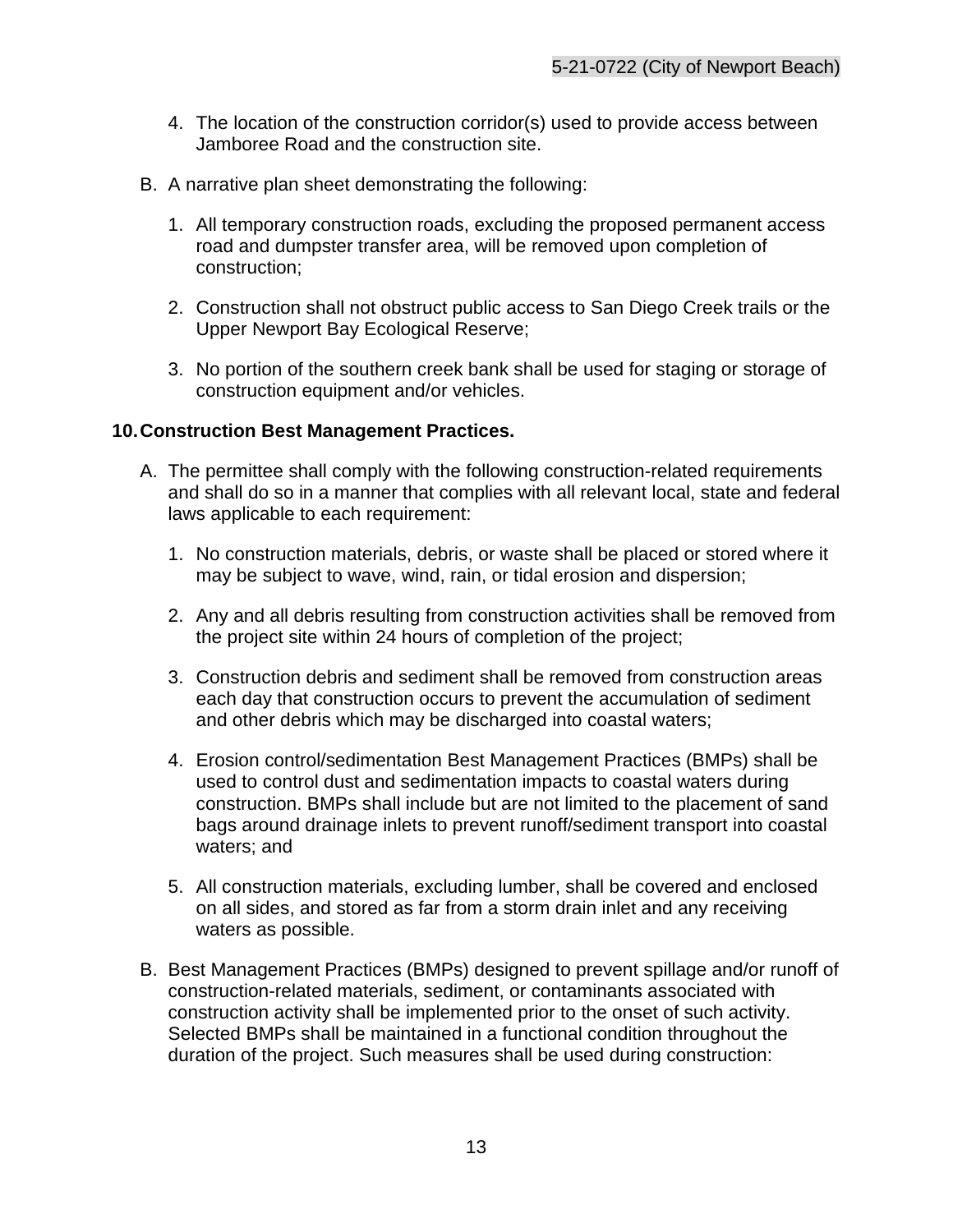4. The location of the construction corridor(s) used to provide access between Jamboree Road and the construction site.

B. A narrative plan sheet demonstrating the following:

   1. All temporary construction roads, excluding the proposed permanent access road and dumpster transfer area, will be removed upon completion of construction;

   2. Construction shall not obstruct public access to San Diego Creek trails or the Upper Newport Bay Ecological Reserve;

   3. No portion of the southern creek bank shall be used for staging or storage of construction equipment and/or vehicles.

**10. Construction Best Management Practices.**

A. The permittee shall comply with the following construction-related requirements and shall do so in a manner that complies with all relevant local, state and federal laws applicable to each requirement:

   1. No construction materials, debris, or waste shall be placed or stored where it may be subject to wave, wind, rain, or tidal erosion and dispersion;

   2. Any and all debris resulting from construction activities shall be removed from the project site within 24 hours of completion of the project;

   3. Construction debris and sediment shall be removed from construction areas each day that construction occurs to prevent the accumulation of sediment and other debris which may be discharged into coastal waters;

   4. Erosion control/sedimentation Best Management Practices (BMPs) shall be used to control dust and sedimentation impacts to coastal waters during construction. BMPs shall include but are not limited to the placement of sand bags around drainage inlets to prevent runoff/sediment transport into coastal waters; and

   5. All construction materials, excluding lumber, shall be covered and enclosed on all sides, and stored as far from a storm drain inlet and any receiving waters as possible.

B. Best Management Practices (BMPs) designed to prevent spillage and/or runoff of construction-related materials, sediment, or contaminants associated with construction activity shall be implemented prior to the onset of such activity. Selected BMPs shall be maintained in a functional condition throughout the duration of the project. Such measures shall be used during construction: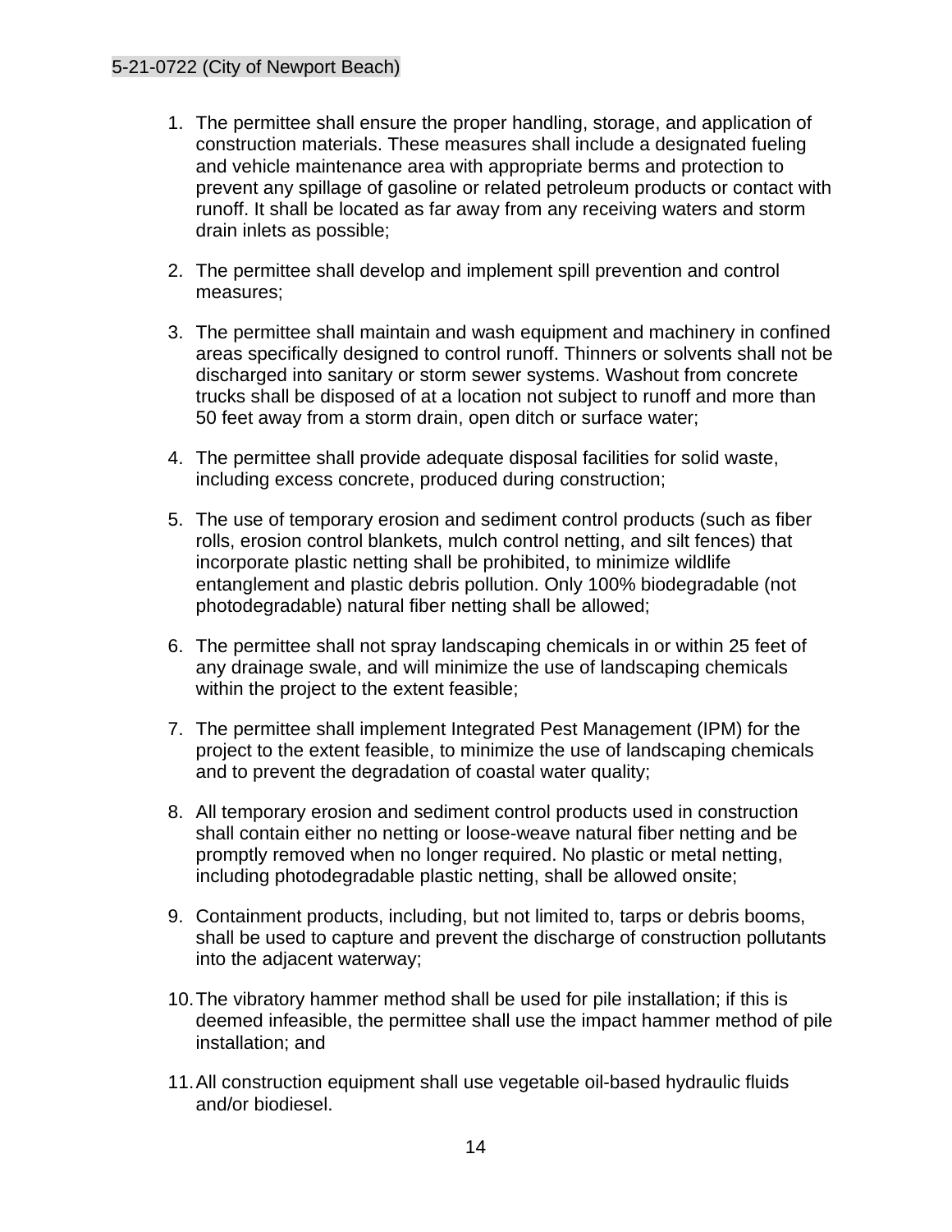1. The permittee shall ensure the proper handling, storage, and application of construction materials. These measures shall include a designated fueling and vehicle maintenance area with appropriate berms and protection to prevent any spillage of gasoline or related petroleum products or contact with runoff. It shall be located as far away from any receiving waters and storm drain inlets as possible;

2. The permittee shall develop and implement spill prevention and control measures;

3. The permittee shall maintain and wash equipment and machinery in confined areas specifically designed to control runoff. Thinners or solvents shall not be discharged into sanitary or storm sewer systems. Washout from concrete trucks shall be disposed of at a location not subject to runoff and more than 50 feet away from a storm drain, open ditch or surface water;

4. The permittee shall provide adequate disposal facilities for solid waste, including excess concrete, produced during construction;

5. The use of temporary erosion and sediment control products (such as fiber rolls, erosion control blankets, mulch control netting, and silt fences) that incorporate plastic netting shall be prohibited, to minimize wildlife entanglement and plastic debris pollution. Only 100% biodegradable (not photodegradable) natural fiber netting shall be allowed;

6. The permittee shall not spray landscaping chemicals in or within 25 feet of any drainage swale, and will minimize the use of landscaping chemicals within the project to the extent feasible;

7. The permittee shall implement Integrated Pest Management (IPM) for the project to the extent feasible, to minimize the use of landscaping chemicals and to prevent the degradation of coastal water quality;

8. All temporary erosion and sediment control products used in construction shall contain either no netting or loose-weave natural fiber netting and be promptly removed when no longer required. No plastic or metal netting, including photodegradable plastic netting, shall be allowed onsite;

9. Containment products, including, but not limited to, tarps or debris booms, shall be used to capture and prevent the discharge of construction pollutants into the adjacent waterway;

10. The vibratory hammer method shall be used for pile installation; if this is deemed infeasible, the permittee shall use the impact hammer method of pile installation; and

11. All construction equipment shall use vegetable oil-based hydraulic fluids and/or biodiesel.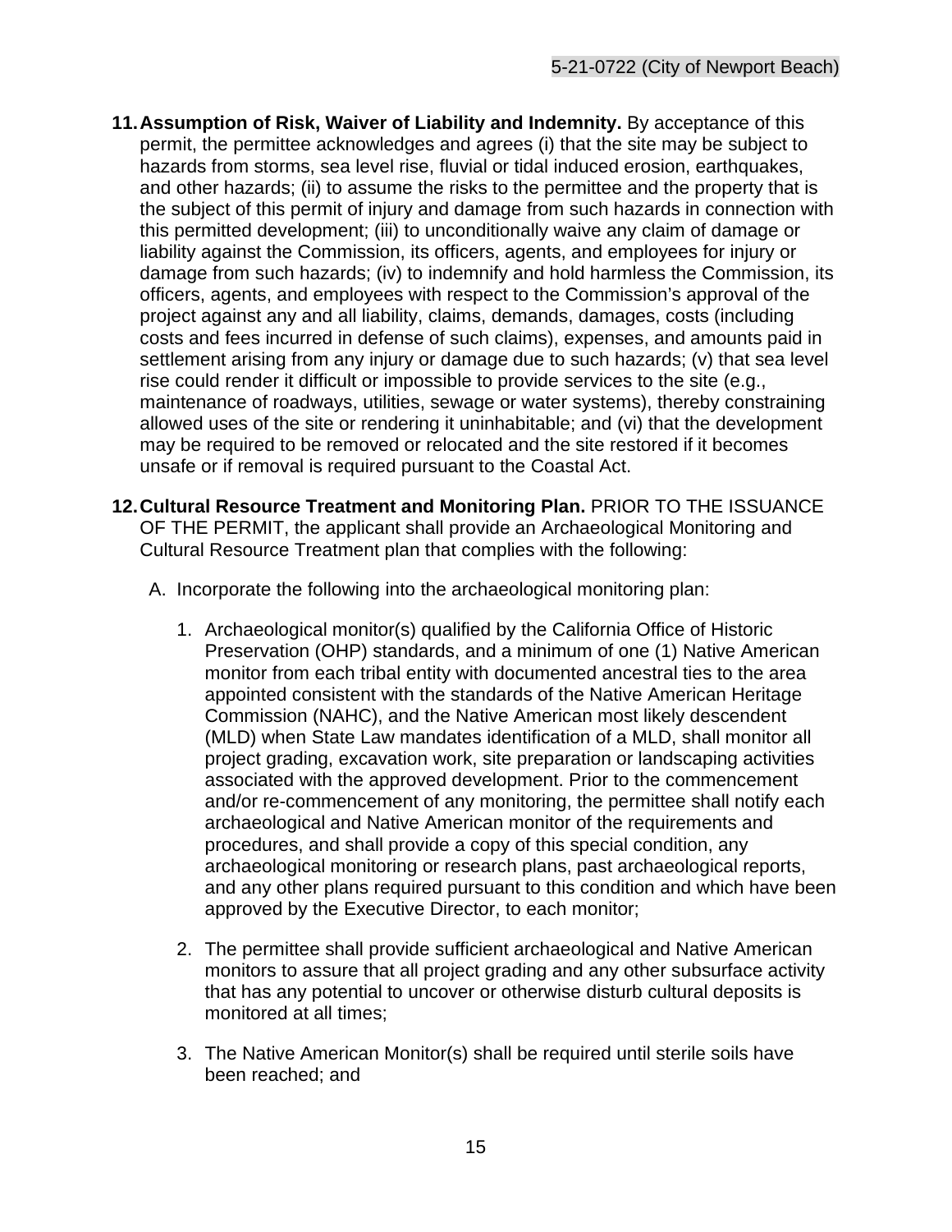11. **Assumption of Risk, Waiver of Liability and Indemnity.** By acceptance of this permit, the permittee acknowledges and agrees (i) that the site may be subject to hazards from storms, sea level rise, fluvial or tidal induced erosion, earthquakes, and other hazards; (ii) to assume the risks to the permittee and the property that is the subject of this permit of injury and damage from such hazards in connection with this permitted development; (iii) to unconditionally waive any claim of damage or liability against the Commission, its officers, agents, and employees for injury or damage from such hazards; (iv) to indemnify and hold harmless the Commission, its officers, agents, and employees with respect to the Commission's approval of the project against any and all liability, claims, demands, damages, costs (including costs and fees incurred in defense of such claims), expenses, and amounts paid in settlement arising from any injury or damage due to such hazards; (v) that sea level rise could render it difficult or impossible to provide services to the site (e.g., maintenance of roadways, utilities, sewage or water systems), thereby constraining allowed uses of the site or rendering it uninhabitable; and (vi) that the development may be required to be removed or relocated and the site restored if it becomes unsafe or if removal is required pursuant to the Coastal Act.

12. **Cultural Resource Treatment and Monitoring Plan.** PRIOR TO THE ISSUANCE OF THE PERMIT, the applicant shall provide an Archaeological Monitoring and Cultural Resource Treatment plan that complies with the following:

    A. Incorporate the following into the archaeological monitoring plan:

        1. Archaeological monitor(s) qualified by the California Office of Historic Preservation (OHP) standards, and a minimum of one (1) Native American monitor from each tribal entity with documented ancestral ties to the area appointed consistent with the standards of the Native American Heritage Commission (NAHC), and the Native American most likely descendent (MLD) when State Law mandates identification of a MLD, shall monitor all project grading, excavation work, site preparation or landscaping activities associated with the approved development. Prior to the commencement and/or re-commencement of any monitoring, the permittee shall notify each archaeological and Native American monitor of the requirements and procedures, and shall provide a copy of this special condition, any archaeological monitoring or research plans, past archaeological reports, and any other plans required pursuant to this condition and which have been approved by the Executive Director, to each monitor;

        2. The permittee shall provide sufficient archaeological and Native American monitors to assure that all project grading and any other subsurface activity that has any potential to uncover or otherwise disturb cultural deposits is monitored at all times;

        3. The Native American Monitor(s) shall be required until sterile soils have been reached; and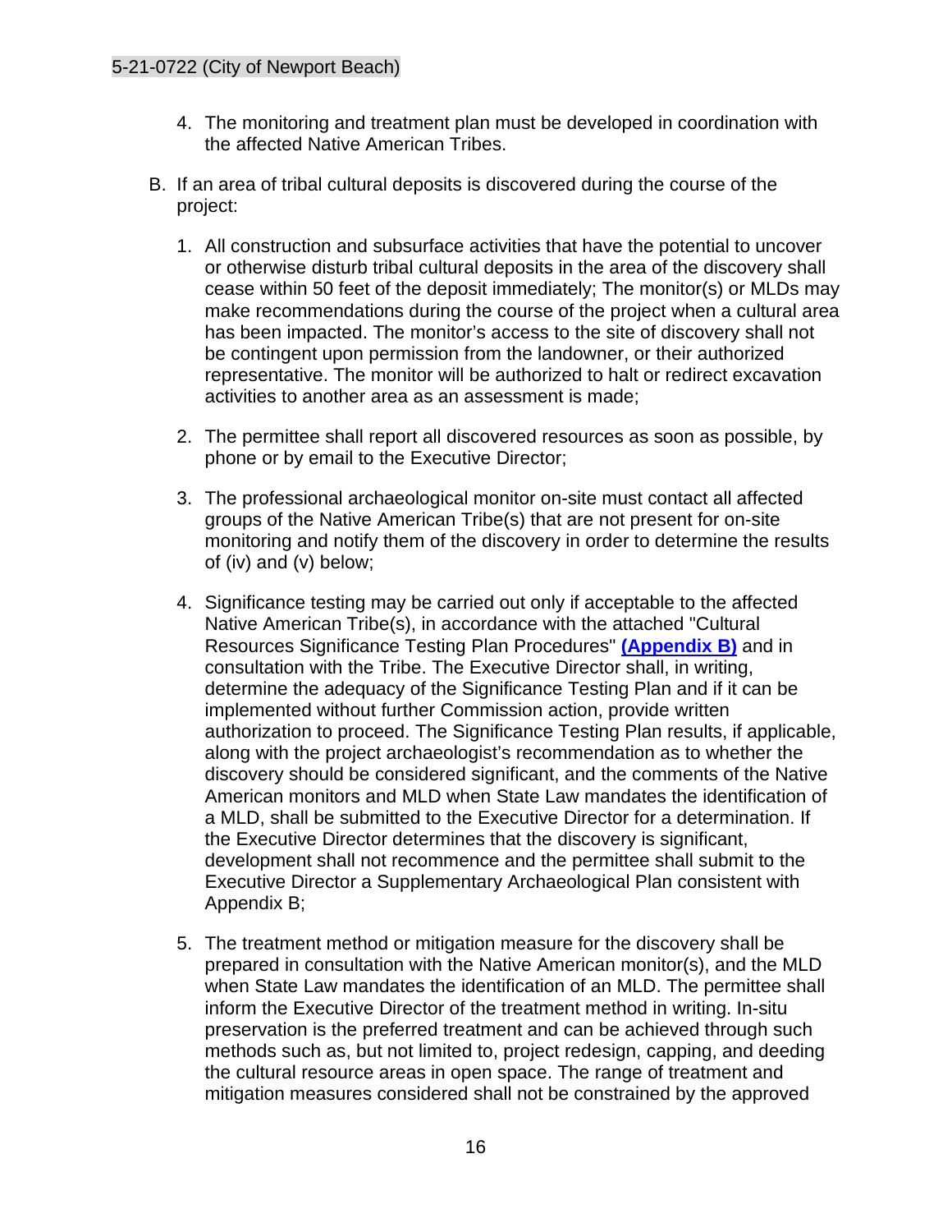4. The monitoring and treatment plan must be developed in coordination with the affected Native American Tribes.

B. If an area of tribal cultural deposits is discovered during the course of the project:

   1. All construction and subsurface activities that have the potential to uncover or otherwise disturb tribal cultural deposits in the area of the discovery shall cease within 50 feet of the deposit immediately; The monitor(s) or MLDs may make recommendations during the course of the project when a cultural area has been impacted. The monitor's access to the site of discovery shall not be contingent upon permission from the landowner, or their authorized representative. The monitor will be authorized to halt or redirect excavation activities to another area as an assessment is made;

   2. The permittee shall report all discovered resources as soon as possible, by phone or by email to the Executive Director;

   3. The professional archaeological monitor on-site must contact all affected groups of the Native American Tribe(s) that are not present for on-site monitoring and notify them of the discovery in order to determine the results of (iv) and (v) below;

   4. Significance testing may be carried out only if acceptable to the affected Native American Tribe(s), in accordance with the attached "Cultural Resources Significance Testing Plan Procedures" **(Appendix B)** and in consultation with the Tribe. The Executive Director shall, in writing, determine the adequacy of the Significance Testing Plan and if it can be implemented without further Commission action, provide written authorization to proceed. The Significance Testing Plan results, if applicable, along with the project archaeologist's recommendation as to whether the discovery should be considered significant, and the comments of the Native American monitors and MLD when State Law mandates the identification of a MLD, shall be submitted to the Executive Director for a determination. If the Executive Director determines that the discovery is significant, development shall not recommence and the permittee shall submit to the Executive Director a Supplementary Archaeological Plan consistent with Appendix B;

   5. The treatment method or mitigation measure for the discovery shall be prepared in consultation with the Native American monitor(s), and the MLD when State Law mandates the identification of an MLD. The permittee shall inform the Executive Director of the treatment method in writing. In-situ preservation is the preferred treatment and can be achieved through such methods such as, but not limited to, project redesign, capping, and deeding the cultural resource areas in open space. The range of treatment and mitigation measures considered shall not be constrained by the approved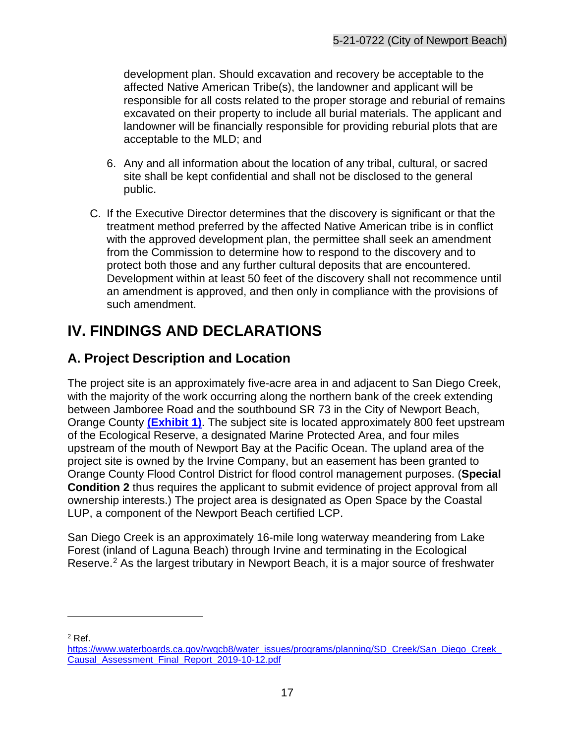development plan. Should excavation and recovery be acceptable to the affected Native American Tribe(s), the landowner and applicant will be responsible for all costs related to the proper storage and reburial of remains excavated on their property to include all burial materials. The applicant and landowner will be financially responsible for providing reburial plots that are acceptable to the MLD; and

6. Any and all information about the location of any tribal, cultural, or sacred site shall be kept confidential and shall not be disclosed to the general public.

C. If the Executive Director determines that the discovery is significant or that the treatment method preferred by the affected Native American tribe is in conflict with the approved development plan, the permittee shall seek an amendment from the Commission to determine how to respond to the discovery and to protect both those and any further cultural deposits that are encountered. Development within at least 50 feet of the discovery shall not recommence until an amendment is approved, and then only in compliance with the provisions of such amendment.

# IV. FINDINGS AND DECLARATIONS

## A. Project Description and Location

The project site is an approximately five-acre area in and adjacent to San Diego Creek, with the majority of the work occurring along the northern bank of the creek extending between Jamboree Road and the southbound SR 73 in the City of Newport Beach, Orange County **(Exhibit 1)**. The subject site is located approximately 800 feet upstream of the Ecological Reserve, a designated Marine Protected Area, and four miles upstream of the mouth of Newport Bay at the Pacific Ocean. The upland area of the project site is owned by the Irvine Company, but an easement has been granted to Orange County Flood Control District for flood control management purposes. (**Special Condition 2** thus requires the applicant to submit evidence of project approval from all ownership interests.) The project area is designated as Open Space by the Coastal LUP, a component of the Newport Beach certified LCP.

San Diego Creek is an approximately 16-mile long waterway meandering from Lake Forest (inland of Laguna Beach) through Irvine and terminating in the Ecological Reserve.[2] As the largest tributary in Newport Beach, it is a major source of freshwater

---

[2] Ref. https://www.waterboards.ca.gov/rwqcb8/water_issues/programs/planning/SD_Creek/San_Diego_Creek_Causal_Assessment_Final_Report_2019-10-12.pdf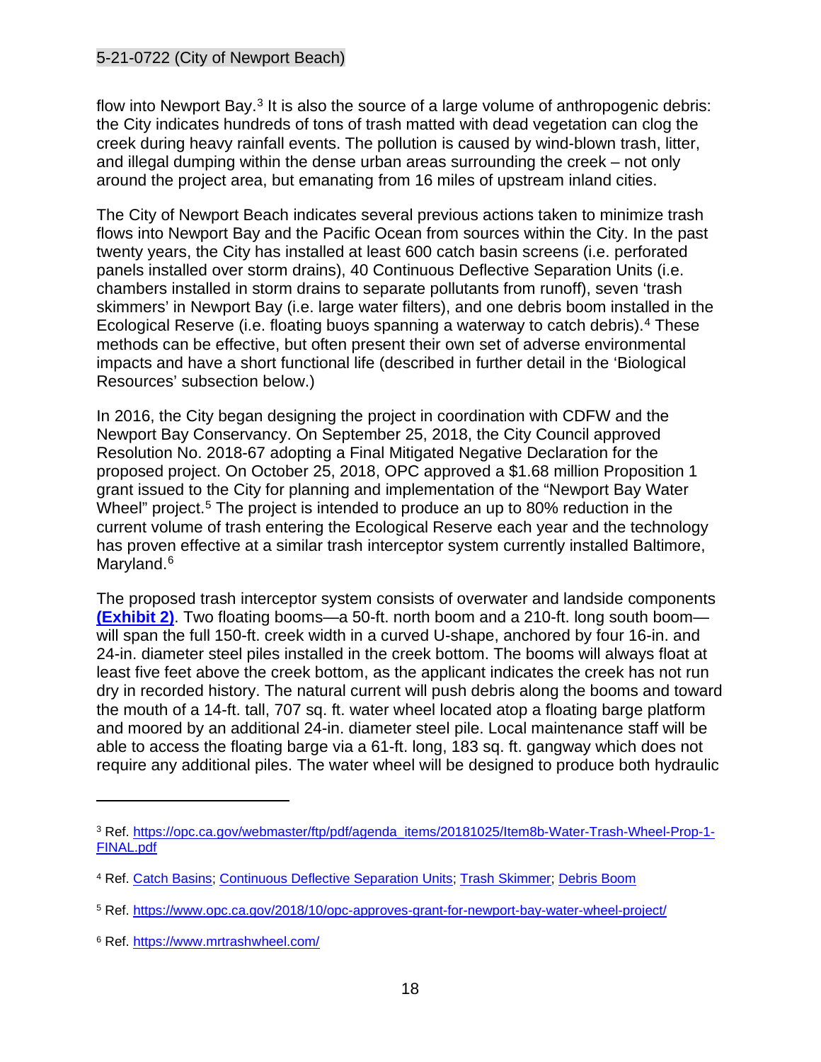flow into Newport Bay.[3] It is also the source of a large volume of anthropogenic debris: the City indicates hundreds of tons of trash matted with dead vegetation can clog the creek during heavy rainfall events. The pollution is caused by wind-blown trash, litter, and illegal dumping within the dense urban areas surrounding the creek – not only around the project area, but emanating from 16 miles of upstream inland cities.

The City of Newport Beach indicates several previous actions taken to minimize trash flows into Newport Bay and the Pacific Ocean from sources within the City. In the past twenty years, the City has installed at least 600 catch basin screens (i.e. perforated panels installed over storm drains), 40 Continuous Deflective Separation Units (i.e. chambers installed in storm drains to separate pollutants from runoff), seven 'trash skimmers' in Newport Bay (i.e. large water filters), and one debris boom installed in the Ecological Reserve (i.e. floating buoys spanning a waterway to catch debris).[4] These methods can be effective, but often present their own set of adverse environmental impacts and have a short functional life (described in further detail in the 'Biological Resources' subsection below.)

In 2016, the City began designing the project in coordination with CDFW and the Newport Bay Conservancy. On September 25, 2018, the City Council approved Resolution No. 2018-67 adopting a Final Mitigated Negative Declaration for the proposed project. On October 25, 2018, OPC approved a $1.68 million Proposition 1 grant issued to the City for planning and implementation of the "Newport Bay Water Wheel" project.[5] The project is intended to produce an up to 80% reduction in the current volume of trash entering the Ecological Reserve each year and the technology has proven effective at a similar trash interceptor system currently installed Baltimore, Maryland.[6]

The proposed trash interceptor system consists of overwater and landside components **(Exhibit 2)**. Two floating booms—a 50-ft. north boom and a 210-ft. long south boom—will span the full 150-ft. creek width in a curved U-shape, anchored by four 16-in. and 24-in. diameter steel piles installed in the creek bottom. The booms will always float at least five feet above the creek bottom, as the applicant indicates the creek has not run dry in recorded history. The natural current will push debris along the booms and toward the mouth of a 14-ft. tall, 707 sq. ft. water wheel located atop a floating barge platform and moored by an additional 24-in. diameter steel pile. Local maintenance staff will be able to access the floating barge via a 61-ft. long, 183 sq. ft. gangway which does not require any additional piles. The water wheel will be designed to produce both hydraulic

---

[3] Ref. https://opc.ca.gov/webmaster/ftp/pdf/agenda_items/20181025/Item8b-Water-Trash-Wheel-Prop-1-FINAL.pdf

[4] Ref. Catch Basins; Continuous Deflective Separation Units; Trash Skimmer; Debris Boom

[5] Ref. https://www.opc.ca.gov/2018/10/opc-approves-grant-for-newport-bay-water-wheel-project/

[6] Ref. https://www.mrtrashwheel.com/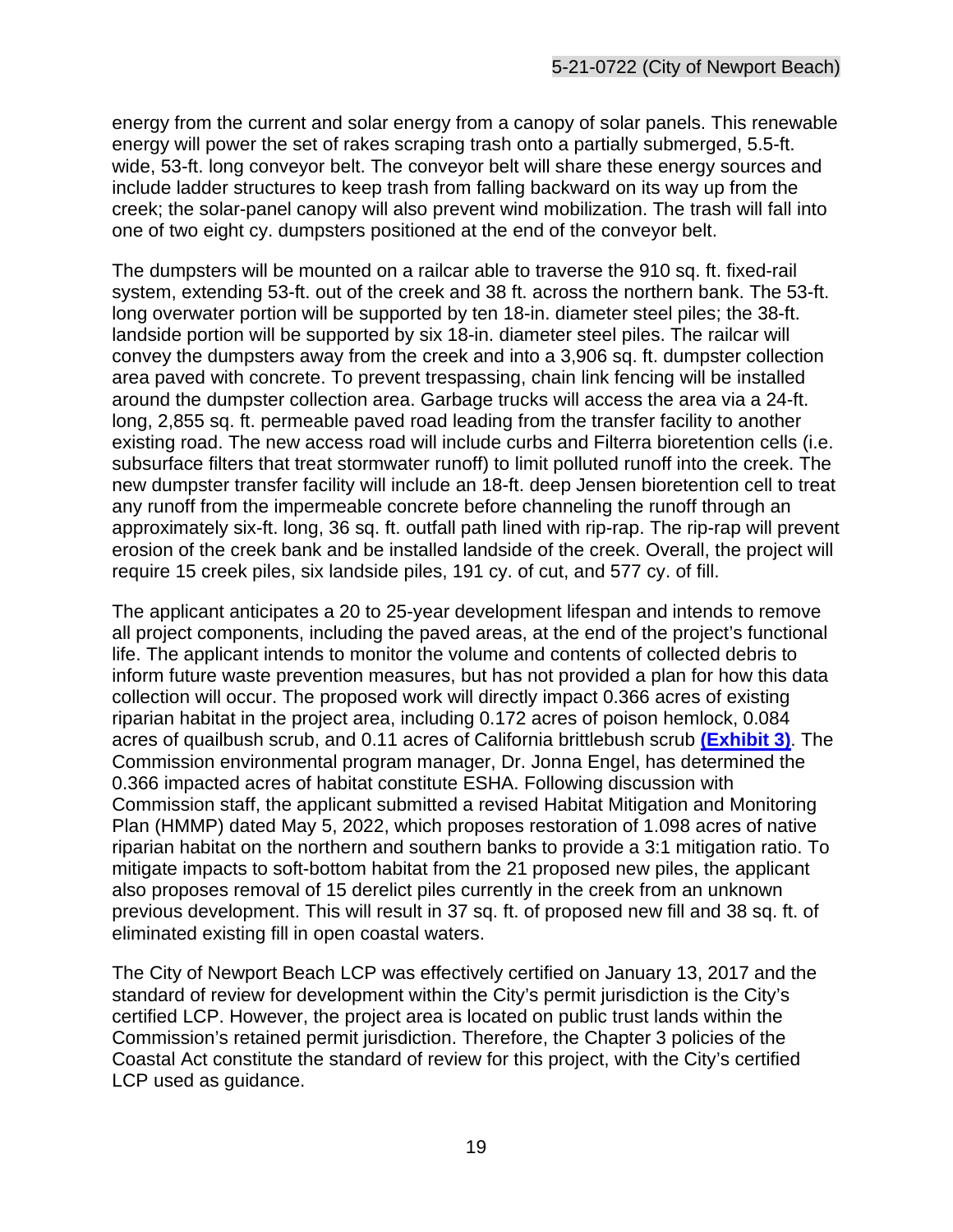energy from the current and solar energy from a canopy of solar panels. This renewable energy will power the set of rakes scraping trash onto a partially submerged, 5.5-ft. wide, 53-ft. long conveyor belt. The conveyor belt will share these energy sources and include ladder structures to keep trash from falling backward on its way up from the creek; the solar-panel canopy will also prevent wind mobilization. The trash will fall into one of two eight cy. dumpsters positioned at the end of the conveyor belt.

The dumpsters will be mounted on a railcar able to traverse the 910 sq. ft. fixed-rail system, extending 53-ft. out of the creek and 38 ft. across the northern bank. The 53-ft. long overwater portion will be supported by ten 18-in. diameter steel piles; the 38-ft. landside portion will be supported by six 18-in. diameter steel piles. The railcar will convey the dumpsters away from the creek and into a 3,906 sq. ft. dumpster collection area paved with concrete. To prevent trespassing, chain link fencing will be installed around the dumpster collection area. Garbage trucks will access the area via a 24-ft. long, 2,855 sq. ft. permeable paved road leading from the transfer facility to another existing road. The new access road will include curbs and Filterra bioretention cells (i.e. subsurface filters that treat stormwater runoff) to limit polluted runoff into the creek. The new dumpster transfer facility will include an 18-ft. deep Jensen bioretention cell to treat any runoff from the impermeable concrete before channeling the runoff through an approximately six-ft. long, 36 sq. ft. outfall path lined with rip-rap. The rip-rap will prevent erosion of the creek bank and be installed landside of the creek. Overall, the project will require 15 creek piles, six landside piles, 191 cy. of cut, and 577 cy. of fill.

The applicant anticipates a 20 to 25-year development lifespan and intends to remove all project components, including the paved areas, at the end of the project's functional life. The applicant intends to monitor the volume and contents of collected debris to inform future waste prevention measures, but has not provided a plan for how this data collection will occur. The proposed work will directly impact 0.366 acres of existing riparian habitat in the project area, including 0.172 acres of poison hemlock, 0.084 acres of quailbush scrub, and 0.11 acres of California brittlebush scrub **(Exhibit 3)**. The Commission environmental program manager, Dr. Jonna Engel, has determined the 0.366 impacted acres of habitat constitute ESHA. Following discussion with Commission staff, the applicant submitted a revised Habitat Mitigation and Monitoring Plan (HMMP) dated May 5, 2022, which proposes restoration of 1.098 acres of native riparian habitat on the northern and southern banks to provide a 3:1 mitigation ratio. To mitigate impacts to soft-bottom habitat from the 21 proposed new piles, the applicant also proposes removal of 15 derelict piles currently in the creek from an unknown previous development. This will result in 37 sq. ft. of proposed new fill and 38 sq. ft. of eliminated existing fill in open coastal waters.

The City of Newport Beach LCP was effectively certified on January 13, 2017 and the standard of review for development within the City's permit jurisdiction is the City's certified LCP. However, the project area is located on public trust lands within the Commission's retained permit jurisdiction. Therefore, the Chapter 3 policies of the Coastal Act constitute the standard of review for this project, with the City's certified LCP used as guidance.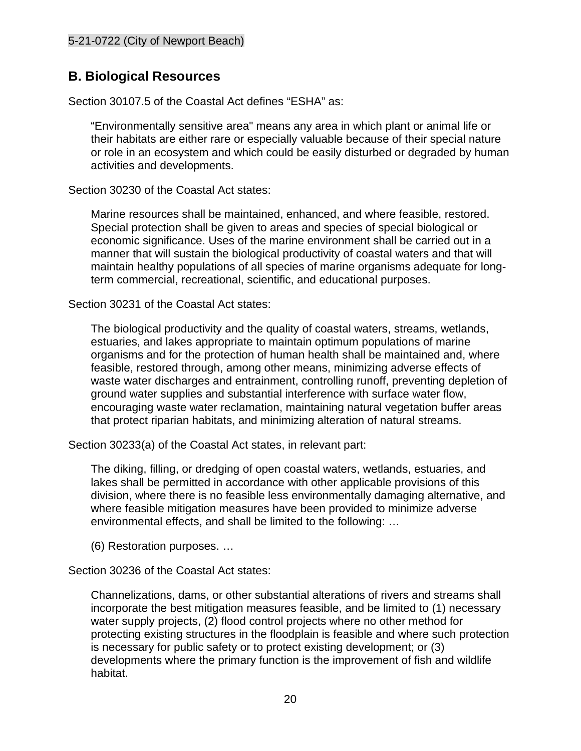## B. Biological Resources

Section 30107.5 of the Coastal Act defines "ESHA" as:

> "Environmentally sensitive area" means any area in which plant or animal life or their habitats are either rare or especially valuable because of their special nature or role in an ecosystem and which could be easily disturbed or degraded by human activities and developments.

Section 30230 of the Coastal Act states:

> Marine resources shall be maintained, enhanced, and where feasible, restored. Special protection shall be given to areas and species of special biological or economic significance. Uses of the marine environment shall be carried out in a manner that will sustain the biological productivity of coastal waters and that will maintain healthy populations of all species of marine organisms adequate for long-term commercial, recreational, scientific, and educational purposes.

Section 30231 of the Coastal Act states:

> The biological productivity and the quality of coastal waters, streams, wetlands, estuaries, and lakes appropriate to maintain optimum populations of marine organisms and for the protection of human health shall be maintained and, where feasible, restored through, among other means, minimizing adverse effects of waste water discharges and entrainment, controlling runoff, preventing depletion of ground water supplies and substantial interference with surface water flow, encouraging waste water reclamation, maintaining natural vegetation buffer areas that protect riparian habitats, and minimizing alteration of natural streams.

Section 30233(a) of the Coastal Act states, in relevant part:

> The diking, filling, or dredging of open coastal waters, wetlands, estuaries, and lakes shall be permitted in accordance with other applicable provisions of this division, where there is no feasible less environmentally damaging alternative, and where feasible mitigation measures have been provided to minimize adverse environmental effects, and shall be limited to the following: …
>
> (6) Restoration purposes. …

Section 30236 of the Coastal Act states:

> Channelizations, dams, or other substantial alterations of rivers and streams shall incorporate the best mitigation measures feasible, and be limited to (1) necessary water supply projects, (2) flood control projects where no other method for protecting existing structures in the floodplain is feasible and where such protection is necessary for public safety or to protect existing development; or (3) developments where the primary function is the improvement of fish and wildlife habitat.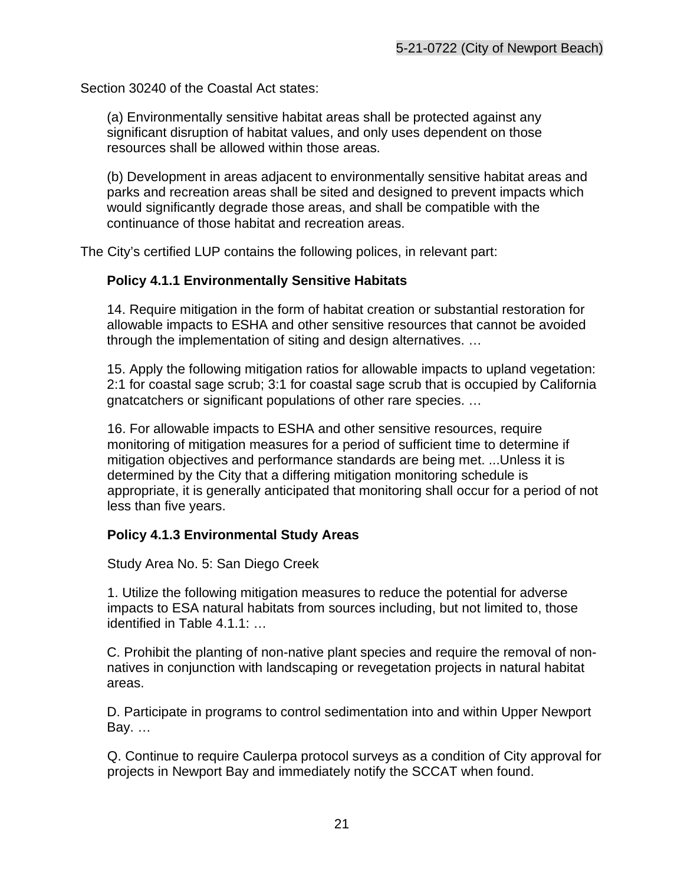Section 30240 of the Coastal Act states:

> (a) Environmentally sensitive habitat areas shall be protected against any significant disruption of habitat values, and only uses dependent on those resources shall be allowed within those areas.
>
> (b) Development in areas adjacent to environmentally sensitive habitat areas and parks and recreation areas shall be sited and designed to prevent impacts which would significantly degrade those areas, and shall be compatible with the continuance of those habitat and recreation areas.

The City's certified LUP contains the following polices, in relevant part:

> **Policy 4.1.1 Environmentally Sensitive Habitats**
>
> 14. Require mitigation in the form of habitat creation or substantial restoration for allowable impacts to ESHA and other sensitive resources that cannot be avoided through the implementation of siting and design alternatives. …
>
> 15. Apply the following mitigation ratios for allowable impacts to upland vegetation: 2:1 for coastal sage scrub; 3:1 for coastal sage scrub that is occupied by California gnatcatchers or significant populations of other rare species. …
>
> 16. For allowable impacts to ESHA and other sensitive resources, require monitoring of mitigation measures for a period of sufficient time to determine if mitigation objectives and performance standards are being met. ...Unless it is determined by the City that a differing mitigation monitoring schedule is appropriate, it is generally anticipated that monitoring shall occur for a period of not less than five years.
>
> **Policy 4.1.3 Environmental Study Areas**
>
> Study Area No. 5: San Diego Creek
>
> 1. Utilize the following mitigation measures to reduce the potential for adverse impacts to ESA natural habitats from sources including, but not limited to, those identified in Table 4.1.1: …
>
> C. Prohibit the planting of non-native plant species and require the removal of non-natives in conjunction with landscaping or revegetation projects in natural habitat areas.
>
> D. Participate in programs to control sedimentation into and within Upper Newport Bay. …
>
> Q. Continue to require Caulerpa protocol surveys as a condition of City approval for projects in Newport Bay and immediately notify the SCCAT when found.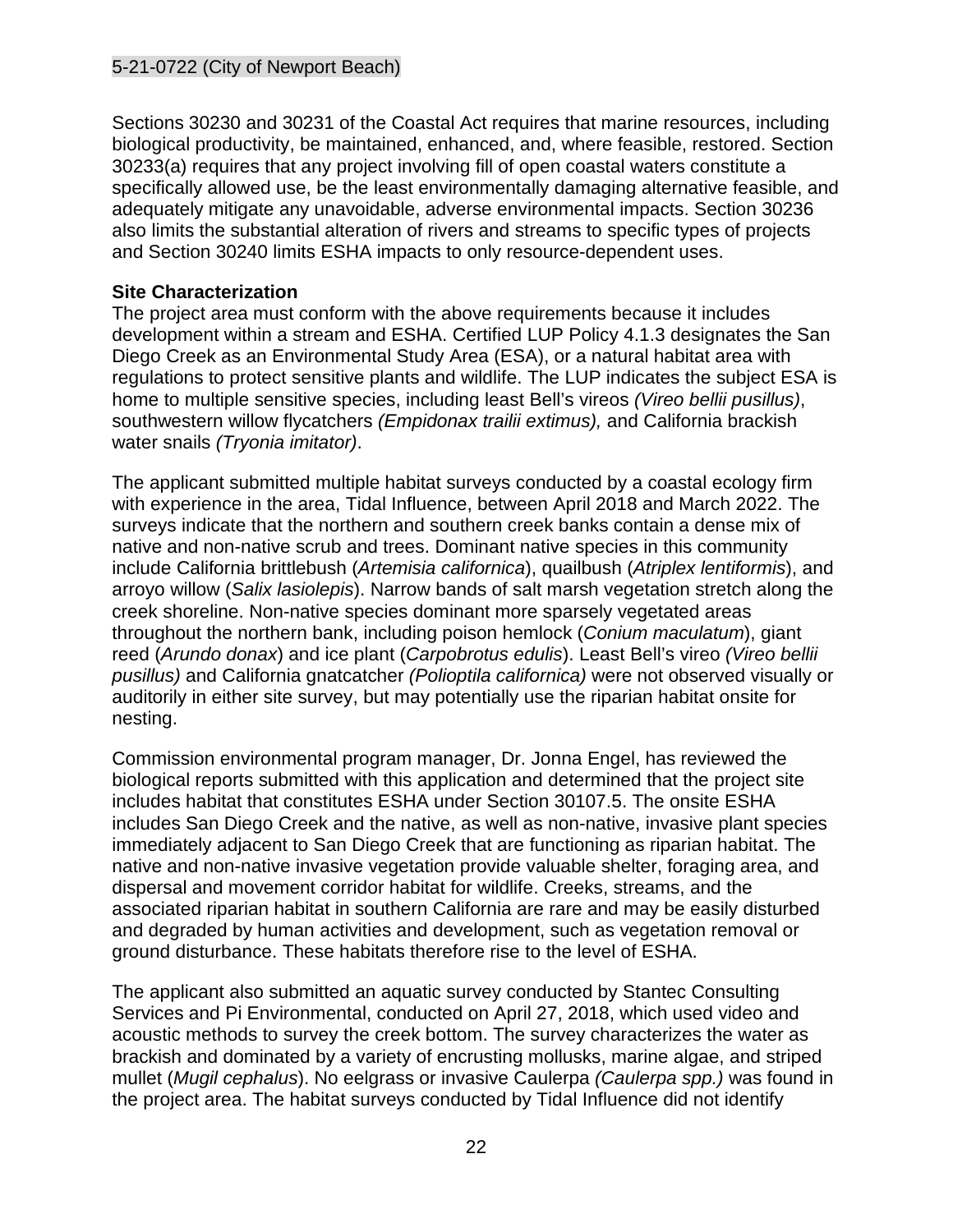Sections 30230 and 30231 of the Coastal Act requires that marine resources, including biological productivity, be maintained, enhanced, and, where feasible, restored. Section 30233(a) requires that any project involving fill of open coastal waters constitute a specifically allowed use, be the least environmentally damaging alternative feasible, and adequately mitigate any unavoidable, adverse environmental impacts. Section 30236 also limits the substantial alteration of rivers and streams to specific types of projects and Section 30240 limits ESHA impacts to only resource-dependent uses.

**Site Characterization**

The project area must conform with the above requirements because it includes development within a stream and ESHA. Certified LUP Policy 4.1.3 designates the San Diego Creek as an Environmental Study Area (ESA), or a natural habitat area with regulations to protect sensitive plants and wildlife. The LUP indicates the subject ESA is home to multiple sensitive species, including least Bell's vireos *(Vireo bellii pusillus)*, southwestern willow flycatchers *(Empidonax trailii extimus),* and California brackish water snails *(Tryonia imitator)*.

The applicant submitted multiple habitat surveys conducted by a coastal ecology firm with experience in the area, Tidal Influence, between April 2018 and March 2022. The surveys indicate that the northern and southern creek banks contain a dense mix of native and non-native scrub and trees. Dominant native species in this community include California brittlebush (*Artemisia californica*), quailbush (*Atriplex lentiformis*), and arroyo willow (*Salix lasiolepis*). Narrow bands of salt marsh vegetation stretch along the creek shoreline. Non-native species dominant more sparsely vegetated areas throughout the northern bank, including poison hemlock (*Conium maculatum*), giant reed (*Arundo donax*) and ice plant (*Carpobrotus edulis*). Least Bell's vireo *(Vireo bellii pusillus)* and California gnatcatcher *(Polioptila californica)* were not observed visually or auditorily in either site survey, but may potentially use the riparian habitat onsite for nesting.

Commission environmental program manager, Dr. Jonna Engel, has reviewed the biological reports submitted with this application and determined that the project site includes habitat that constitutes ESHA under Section 30107.5. The onsite ESHA includes San Diego Creek and the native, as well as non-native, invasive plant species immediately adjacent to San Diego Creek that are functioning as riparian habitat. The native and non-native invasive vegetation provide valuable shelter, foraging area, and dispersal and movement corridor habitat for wildlife. Creeks, streams, and the associated riparian habitat in southern California are rare and may be easily disturbed and degraded by human activities and development, such as vegetation removal or ground disturbance. These habitats therefore rise to the level of ESHA.

The applicant also submitted an aquatic survey conducted by Stantec Consulting Services and Pi Environmental, conducted on April 27, 2018, which used video and acoustic methods to survey the creek bottom. The survey characterizes the water as brackish and dominated by a variety of encrusting mollusks, marine algae, and striped mullet (*Mugil cephalus*). No eelgrass or invasive Caulerpa *(Caulerpa spp.)* was found in the project area. The habitat surveys conducted by Tidal Influence did not identify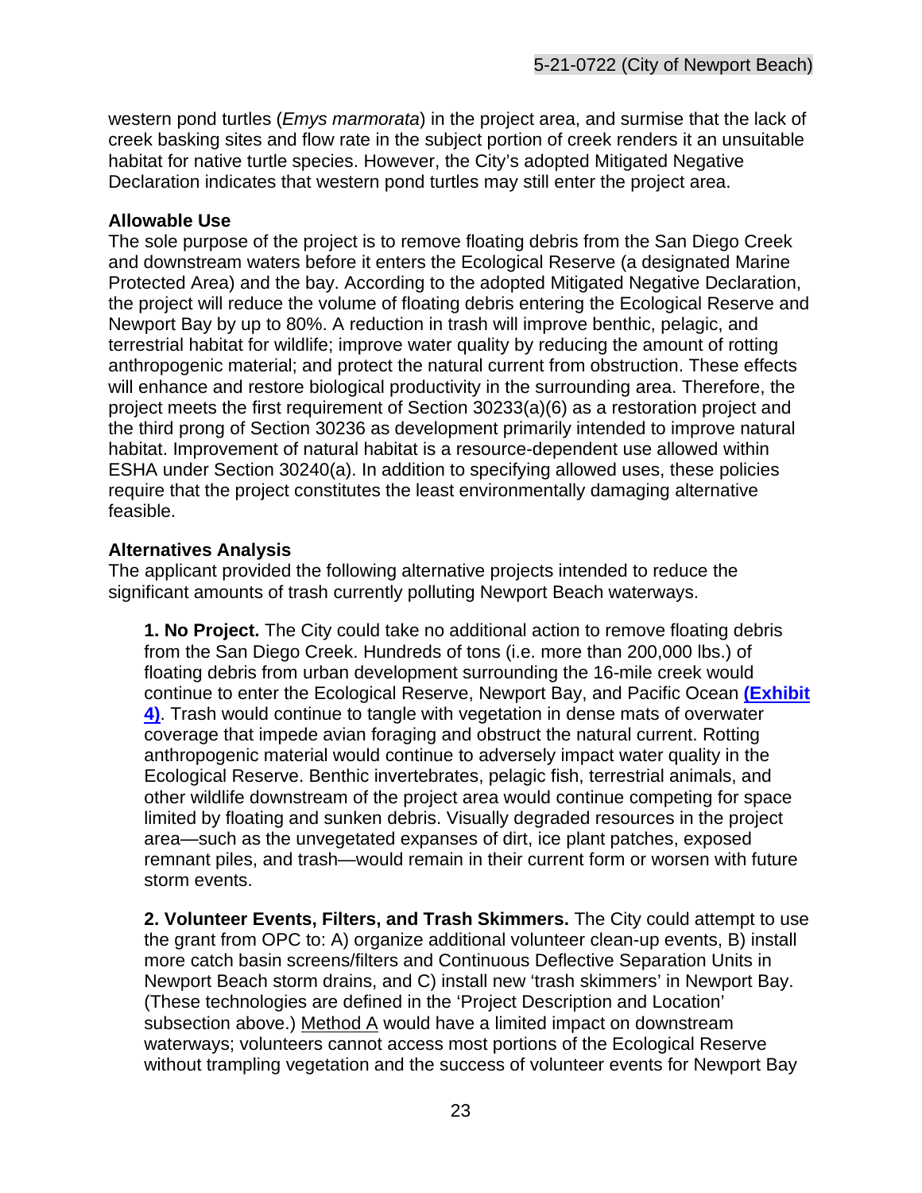western pond turtles (*Emys marmorata*) in the project area, and surmise that the lack of creek basking sites and flow rate in the subject portion of creek renders it an unsuitable habitat for native turtle species. However, the City's adopted Mitigated Negative Declaration indicates that western pond turtles may still enter the project area.

**Allowable Use**

The sole purpose of the project is to remove floating debris from the San Diego Creek and downstream waters before it enters the Ecological Reserve (a designated Marine Protected Area) and the bay. According to the adopted Mitigated Negative Declaration, the project will reduce the volume of floating debris entering the Ecological Reserve and Newport Bay by up to 80%. A reduction in trash will improve benthic, pelagic, and terrestrial habitat for wildlife; improve water quality by reducing the amount of rotting anthropogenic material; and protect the natural current from obstruction. These effects will enhance and restore biological productivity in the surrounding area. Therefore, the project meets the first requirement of Section 30233(a)(6) as a restoration project and the third prong of Section 30236 as development primarily intended to improve natural habitat. Improvement of natural habitat is a resource-dependent use allowed within ESHA under Section 30240(a). In addition to specifying allowed uses, these policies require that the project constitutes the least environmentally damaging alternative feasible.

**Alternatives Analysis**

The applicant provided the following alternative projects intended to reduce the significant amounts of trash currently polluting Newport Beach waterways.

> **1. No Project.** The City could take no additional action to remove floating debris from the San Diego Creek. Hundreds of tons (i.e. more than 200,000 lbs.) of floating debris from urban development surrounding the 16-mile creek would continue to enter the Ecological Reserve, Newport Bay, and Pacific Ocean **(Exhibit 4)**. Trash would continue to tangle with vegetation in dense mats of overwater coverage that impede avian foraging and obstruct the natural current. Rotting anthropogenic material would continue to adversely impact water quality in the Ecological Reserve. Benthic invertebrates, pelagic fish, terrestrial animals, and other wildlife downstream of the project area would continue competing for space limited by floating and sunken debris. Visually degraded resources in the project area—such as the unvegetated expanses of dirt, ice plant patches, exposed remnant piles, and trash—would remain in their current form or worsen with future storm events.
>
> **2. Volunteer Events, Filters, and Trash Skimmers.** The City could attempt to use the grant from OPC to: A) organize additional volunteer clean-up events, B) install more catch basin screens/filters and Continuous Deflective Separation Units in Newport Beach storm drains, and C) install new 'trash skimmers' in Newport Bay. (These technologies are defined in the 'Project Description and Location' subsection above.) <u>Method A</u> would have a limited impact on downstream waterways; volunteers cannot access most portions of the Ecological Reserve without trampling vegetation and the success of volunteer events for Newport Bay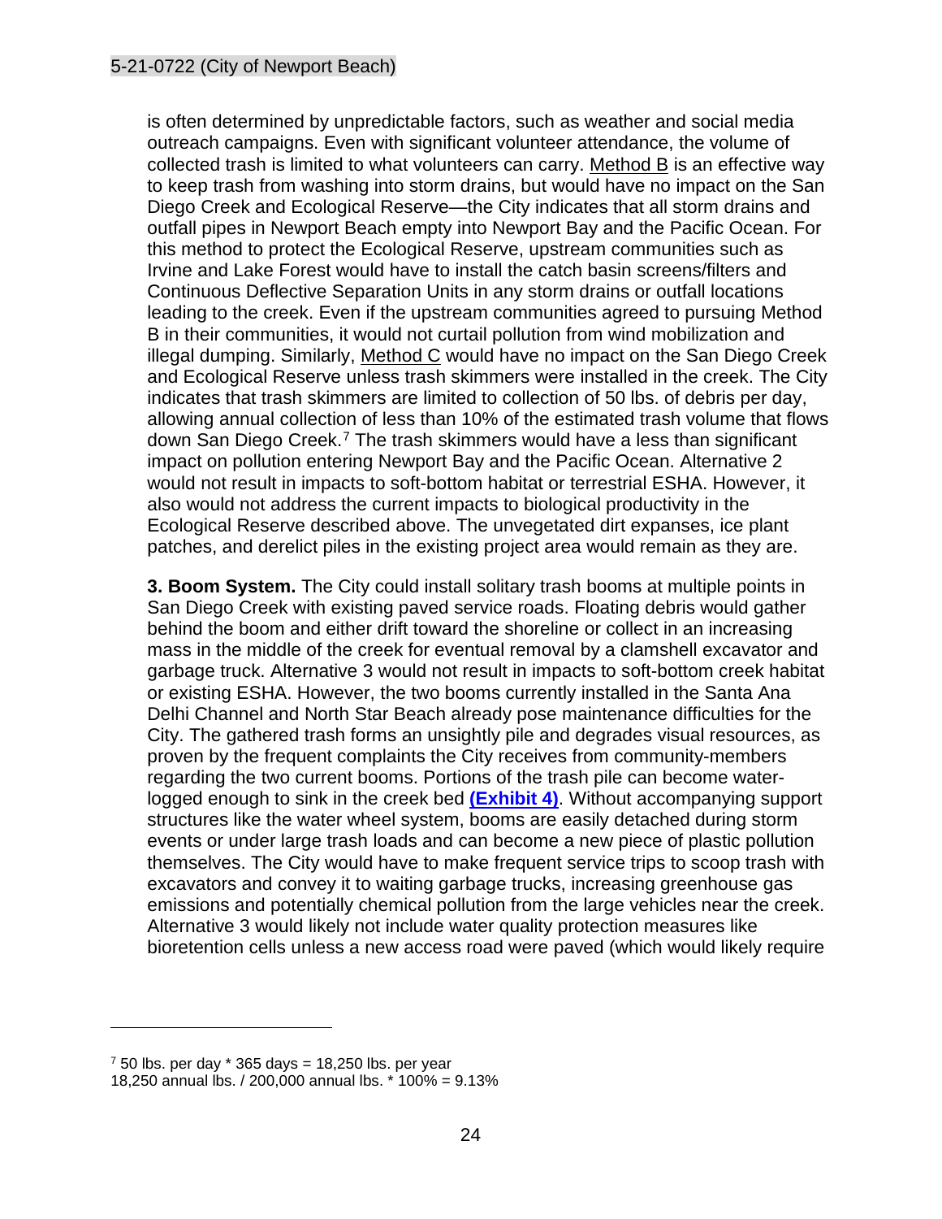is often determined by unpredictable factors, such as weather and social media outreach campaigns. Even with significant volunteer attendance, the volume of collected trash is limited to what volunteers can carry. Method B is an effective way to keep trash from washing into storm drains, but would have no impact on the San Diego Creek and Ecological Reserve—the City indicates that all storm drains and outfall pipes in Newport Beach empty into Newport Bay and the Pacific Ocean. For this method to protect the Ecological Reserve, upstream communities such as Irvine and Lake Forest would have to install the catch basin screens/filters and Continuous Deflective Separation Units in any storm drains or outfall locations leading to the creek. Even if the upstream communities agreed to pursuing Method B in their communities, it would not curtail pollution from wind mobilization and illegal dumping. Similarly, Method C would have no impact on the San Diego Creek and Ecological Reserve unless trash skimmers were installed in the creek. The City indicates that trash skimmers are limited to collection of 50 lbs. of debris per day, allowing annual collection of less than 10% of the estimated trash volume that flows down San Diego Creek.[7] The trash skimmers would have a less than significant impact on pollution entering Newport Bay and the Pacific Ocean. Alternative 2 would not result in impacts to soft-bottom habitat or terrestrial ESHA. However, it also would not address the current impacts to biological productivity in the Ecological Reserve described above. The unvegetated dirt expanses, ice plant patches, and derelict piles in the existing project area would remain as they are.

**3. Boom System.** The City could install solitary trash booms at multiple points in San Diego Creek with existing paved service roads. Floating debris would gather behind the boom and either drift toward the shoreline or collect in an increasing mass in the middle of the creek for eventual removal by a clamshell excavator and garbage truck. Alternative 3 would not result in impacts to soft-bottom creek habitat or existing ESHA. However, the two booms currently installed in the Santa Ana Delhi Channel and North Star Beach already pose maintenance difficulties for the City. The gathered trash forms an unsightly pile and degrades visual resources, as proven by the frequent complaints the City receives from community-members regarding the two current booms. Portions of the trash pile can become water-logged enough to sink in the creek bed **(Exhibit 4)**. Without accompanying support structures like the water wheel system, booms are easily detached during storm events or under large trash loads and can become a new piece of plastic pollution themselves. The City would have to make frequent service trips to scoop trash with excavators and convey it to waiting garbage trucks, increasing greenhouse gas emissions and potentially chemical pollution from the large vehicles near the creek. Alternative 3 would likely not include water quality protection measures like bioretention cells unless a new access road were paved (which would likely require

---

[7] 50 lbs. per day * 365 days = 18,250 lbs. per year
18,250 annual lbs. / 200,000 annual lbs. * 100% = 9.13%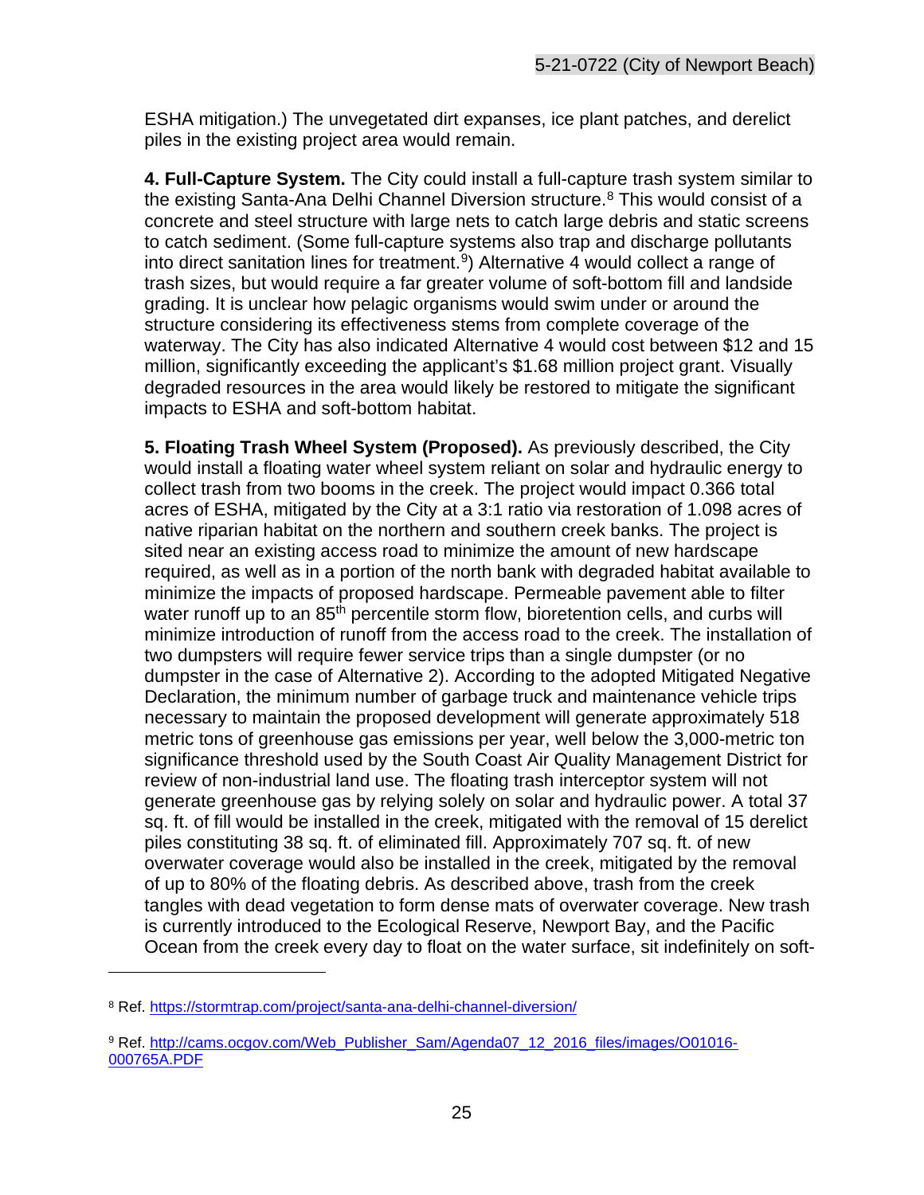ESHA mitigation.) The unvegetated dirt expanses, ice plant patches, and derelict piles in the existing project area would remain.

**4. Full-Capture System.** The City could install a full-capture trash system similar to the existing Santa-Ana Delhi Channel Diversion structure.[8] This would consist of a concrete and steel structure with large nets to catch large debris and static screens to catch sediment. (Some full-capture systems also trap and discharge pollutants into direct sanitation lines for treatment.[9]) Alternative 4 would collect a range of trash sizes, but would require a far greater volume of soft-bottom fill and landside grading. It is unclear how pelagic organisms would swim under or around the structure considering its effectiveness stems from complete coverage of the waterway. The City has also indicated Alternative 4 would cost between $12 and 15 million, significantly exceeding the applicant's $1.68 million project grant. Visually degraded resources in the area would likely be restored to mitigate the significant impacts to ESHA and soft-bottom habitat.

**5. Floating Trash Wheel System (Proposed).** As previously described, the City would install a floating water wheel system reliant on solar and hydraulic energy to collect trash from two booms in the creek. The project would impact 0.366 total acres of ESHA, mitigated by the City at a 3:1 ratio via restoration of 1.098 acres of native riparian habitat on the northern and southern creek banks. The project is sited near an existing access road to minimize the amount of new hardscape required, as well as in a portion of the north bank with degraded habitat available to minimize the impacts of proposed hardscape. Permeable pavement able to filter water runoff up to an 85th percentile storm flow, bioretention cells, and curbs will minimize introduction of runoff from the access road to the creek. The installation of two dumpsters will require fewer service trips than a single dumpster (or no dumpster in the case of Alternative 2). According to the adopted Mitigated Negative Declaration, the minimum number of garbage truck and maintenance vehicle trips necessary to maintain the proposed development will generate approximately 518 metric tons of greenhouse gas emissions per year, well below the 3,000-metric ton significance threshold used by the South Coast Air Quality Management District for review of non-industrial land use. The floating trash interceptor system will not generate greenhouse gas by relying solely on solar and hydraulic power. A total 37 sq. ft. of fill would be installed in the creek, mitigated with the removal of 15 derelict piles constituting 38 sq. ft. of eliminated fill. Approximately 707 sq. ft. of new overwater coverage would also be installed in the creek, mitigated by the removal of up to 80% of the floating debris. As described above, trash from the creek tangles with dead vegetation to form dense mats of overwater coverage. New trash is currently introduced to the Ecological Reserve, Newport Bay, and the Pacific Ocean from the creek every day to float on the water surface, sit indefinitely on soft-

---

[8] Ref. https://stormtrap.com/project/santa-ana-delhi-channel-diversion/

[9] Ref. http://cams.ocgov.com/Web_Publisher_Sam/Agenda07_12_2016_files/images/O01016-000765A.PDF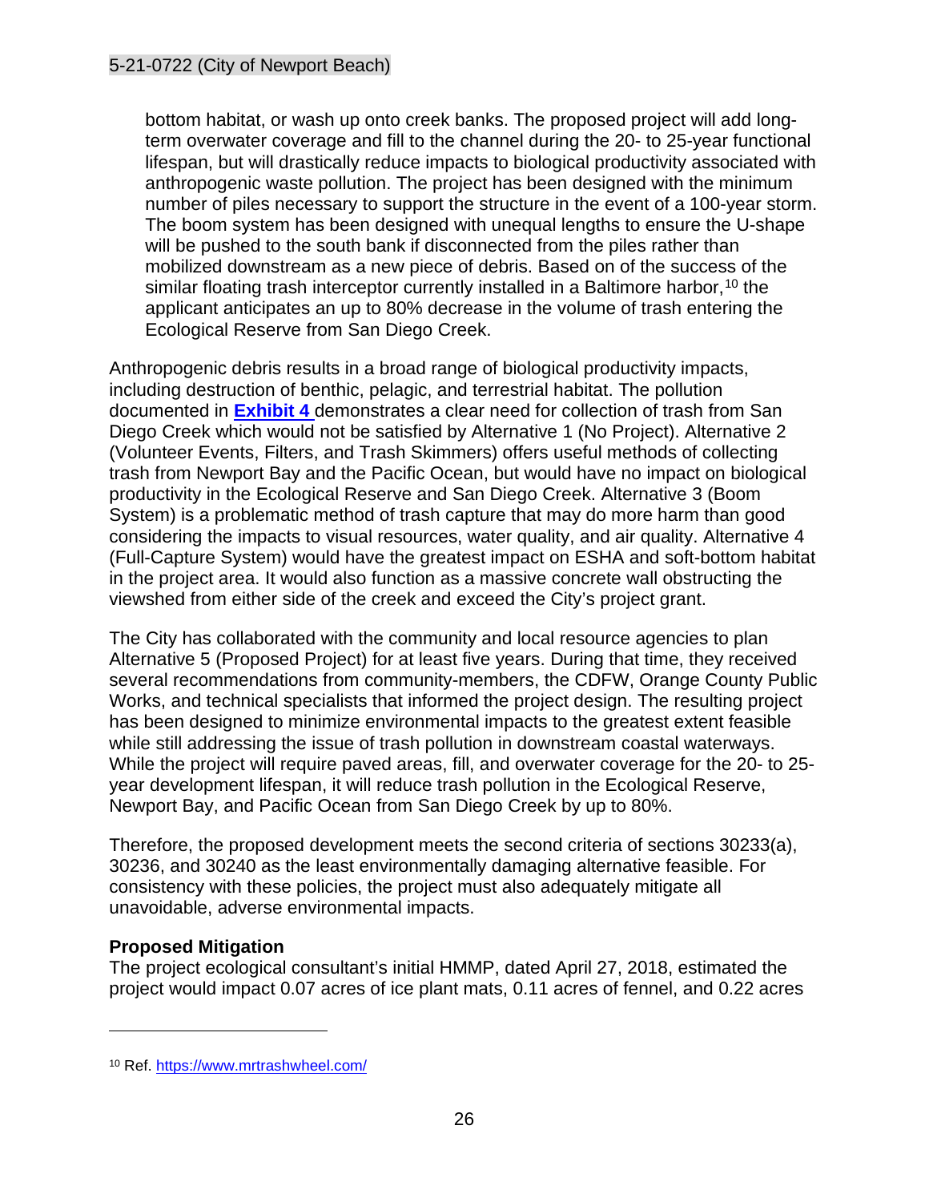bottom habitat, or wash up onto creek banks. The proposed project will add long-term overwater coverage and fill to the channel during the 20- to 25-year functional lifespan, but will drastically reduce impacts to biological productivity associated with anthropogenic waste pollution. The project has been designed with the minimum number of piles necessary to support the structure in the event of a 100-year storm. The boom system has been designed with unequal lengths to ensure the U-shape will be pushed to the south bank if disconnected from the piles rather than mobilized downstream as a new piece of debris. Based on of the success of the similar floating trash interceptor currently installed in a Baltimore harbor,[10] the applicant anticipates an up to 80% decrease in the volume of trash entering the Ecological Reserve from San Diego Creek.

Anthropogenic debris results in a broad range of biological productivity impacts, including destruction of benthic, pelagic, and terrestrial habitat. The pollution documented in **Exhibit 4** demonstrates a clear need for collection of trash from San Diego Creek which would not be satisfied by Alternative 1 (No Project). Alternative 2 (Volunteer Events, Filters, and Trash Skimmers) offers useful methods of collecting trash from Newport Bay and the Pacific Ocean, but would have no impact on biological productivity in the Ecological Reserve and San Diego Creek. Alternative 3 (Boom System) is a problematic method of trash capture that may do more harm than good considering the impacts to visual resources, water quality, and air quality. Alternative 4 (Full-Capture System) would have the greatest impact on ESHA and soft-bottom habitat in the project area. It would also function as a massive concrete wall obstructing the viewshed from either side of the creek and exceed the City's project grant.

The City has collaborated with the community and local resource agencies to plan Alternative 5 (Proposed Project) for at least five years. During that time, they received several recommendations from community-members, the CDFW, Orange County Public Works, and technical specialists that informed the project design. The resulting project has been designed to minimize environmental impacts to the greatest extent feasible while still addressing the issue of trash pollution in downstream coastal waterways. While the project will require paved areas, fill, and overwater coverage for the 20- to 25-year development lifespan, it will reduce trash pollution in the Ecological Reserve, Newport Bay, and Pacific Ocean from San Diego Creek by up to 80%.

Therefore, the proposed development meets the second criteria of sections 30233(a), 30236, and 30240 as the least environmentally damaging alternative feasible. For consistency with these policies, the project must also adequately mitigate all unavoidable, adverse environmental impacts.

**Proposed Mitigation**

The project ecological consultant's initial HMMP, dated April 27, 2018, estimated the project would impact 0.07 acres of ice plant mats, 0.11 acres of fennel, and 0.22 acres

[10] Ref. https://www.mrtrashwheel.com/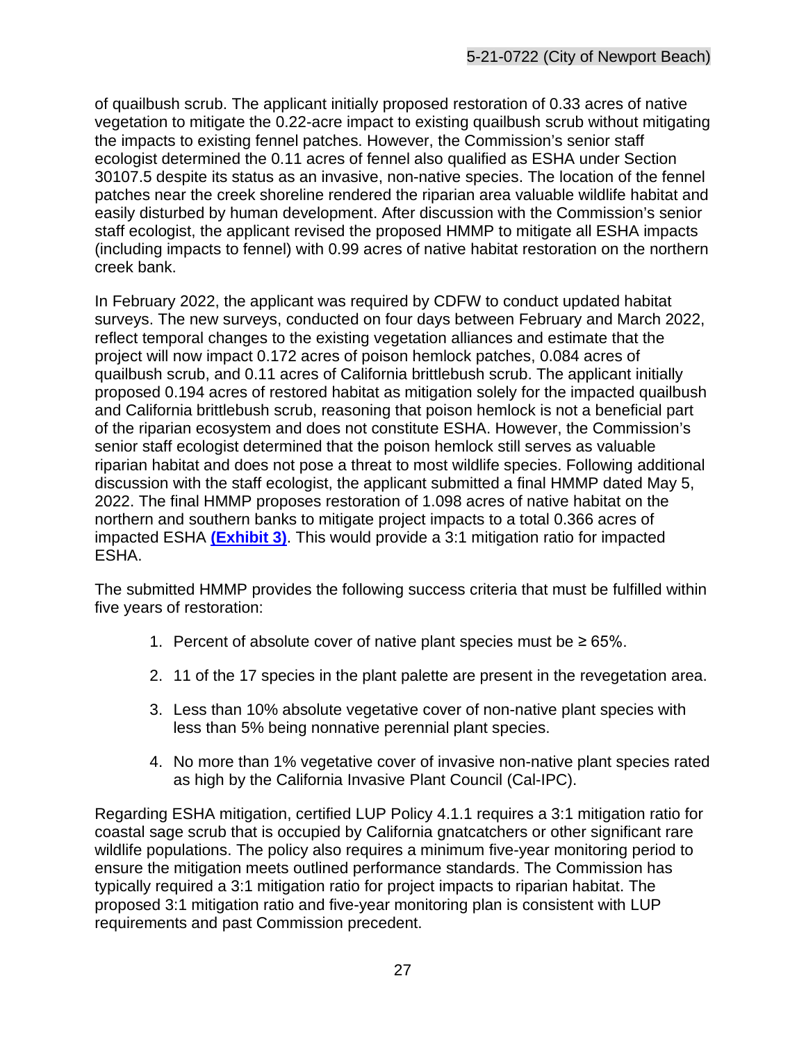of quailbush scrub. The applicant initially proposed restoration of 0.33 acres of native vegetation to mitigate the 0.22-acre impact to existing quailbush scrub without mitigating the impacts to existing fennel patches. However, the Commission's senior staff ecologist determined the 0.11 acres of fennel also qualified as ESHA under Section 30107.5 despite its status as an invasive, non-native species. The location of the fennel patches near the creek shoreline rendered the riparian area valuable wildlife habitat and easily disturbed by human development. After discussion with the Commission's senior staff ecologist, the applicant revised the proposed HMMP to mitigate all ESHA impacts (including impacts to fennel) with 0.99 acres of native habitat restoration on the northern creek bank.

In February 2022, the applicant was required by CDFW to conduct updated habitat surveys. The new surveys, conducted on four days between February and March 2022, reflect temporal changes to the existing vegetation alliances and estimate that the project will now impact 0.172 acres of poison hemlock patches, 0.084 acres of quailbush scrub, and 0.11 acres of California brittlebush scrub. The applicant initially proposed 0.194 acres of restored habitat as mitigation solely for the impacted quailbush and California brittlebush scrub, reasoning that poison hemlock is not a beneficial part of the riparian ecosystem and does not constitute ESHA. However, the Commission's senior staff ecologist determined that the poison hemlock still serves as valuable riparian habitat and does not pose a threat to most wildlife species. Following additional discussion with the staff ecologist, the applicant submitted a final HMMP dated May 5, 2022. The final HMMP proposes restoration of 1.098 acres of native habitat on the northern and southern banks to mitigate project impacts to a total 0.366 acres of impacted ESHA **(Exhibit 3)**. This would provide a 3:1 mitigation ratio for impacted ESHA.

The submitted HMMP provides the following success criteria that must be fulfilled within five years of restoration:

1. Percent of absolute cover of native plant species must be ≥ 65%.
2. 11 of the 17 species in the plant palette are present in the revegetation area.
3. Less than 10% absolute vegetative cover of non-native plant species with less than 5% being nonnative perennial plant species.
4. No more than 1% vegetative cover of invasive non-native plant species rated as high by the California Invasive Plant Council (Cal-IPC).

Regarding ESHA mitigation, certified LUP Policy 4.1.1 requires a 3:1 mitigation ratio for coastal sage scrub that is occupied by California gnatcatchers or other significant rare wildlife populations. The policy also requires a minimum five-year monitoring period to ensure the mitigation meets outlined performance standards. The Commission has typically required a 3:1 mitigation ratio for project impacts to riparian habitat. The proposed 3:1 mitigation ratio and five-year monitoring plan is consistent with LUP requirements and past Commission precedent.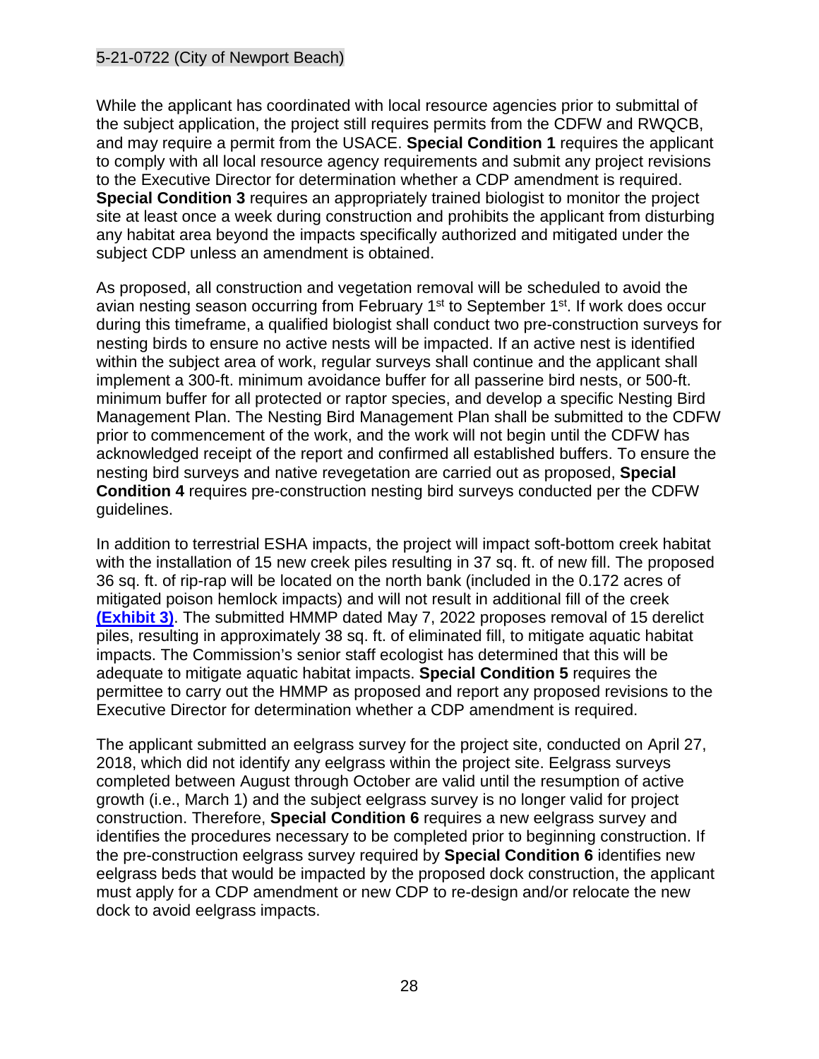While the applicant has coordinated with local resource agencies prior to submittal of the subject application, the project still requires permits from the CDFW and RWQCB, and may require a permit from the USACE. **Special Condition 1** requires the applicant to comply with all local resource agency requirements and submit any project revisions to the Executive Director for determination whether a CDP amendment is required. **Special Condition 3** requires an appropriately trained biologist to monitor the project site at least once a week during construction and prohibits the applicant from disturbing any habitat area beyond the impacts specifically authorized and mitigated under the subject CDP unless an amendment is obtained.

As proposed, all construction and vegetation removal will be scheduled to avoid the avian nesting season occurring from February 1st to September 1st. If work does occur during this timeframe, a qualified biologist shall conduct two pre-construction surveys for nesting birds to ensure no active nests will be impacted. If an active nest is identified within the subject area of work, regular surveys shall continue and the applicant shall implement a 300-ft. minimum avoidance buffer for all passerine bird nests, or 500-ft. minimum buffer for all protected or raptor species, and develop a specific Nesting Bird Management Plan. The Nesting Bird Management Plan shall be submitted to the CDFW prior to commencement of the work, and the work will not begin until the CDFW has acknowledged receipt of the report and confirmed all established buffers. To ensure the nesting bird surveys and native revegetation are carried out as proposed, **Special Condition 4** requires pre-construction nesting bird surveys conducted per the CDFW guidelines.

In addition to terrestrial ESHA impacts, the project will impact soft-bottom creek habitat with the installation of 15 new creek piles resulting in 37 sq. ft. of new fill. The proposed 36 sq. ft. of rip-rap will be located on the north bank (included in the 0.172 acres of mitigated poison hemlock impacts) and will not result in additional fill of the creek **(Exhibit 3)**. The submitted HMMP dated May 7, 2022 proposes removal of 15 derelict piles, resulting in approximately 38 sq. ft. of eliminated fill, to mitigate aquatic habitat impacts. The Commission's senior staff ecologist has determined that this will be adequate to mitigate aquatic habitat impacts. **Special Condition 5** requires the permittee to carry out the HMMP as proposed and report any proposed revisions to the Executive Director for determination whether a CDP amendment is required.

The applicant submitted an eelgrass survey for the project site, conducted on April 27, 2018, which did not identify any eelgrass within the project site. Eelgrass surveys completed between August through October are valid until the resumption of active growth (i.e., March 1) and the subject eelgrass survey is no longer valid for project construction. Therefore, **Special Condition 6** requires a new eelgrass survey and identifies the procedures necessary to be completed prior to beginning construction. If the pre-construction eelgrass survey required by **Special Condition 6** identifies new eelgrass beds that would be impacted by the proposed dock construction, the applicant must apply for a CDP amendment or new CDP to re-design and/or relocate the new dock to avoid eelgrass impacts.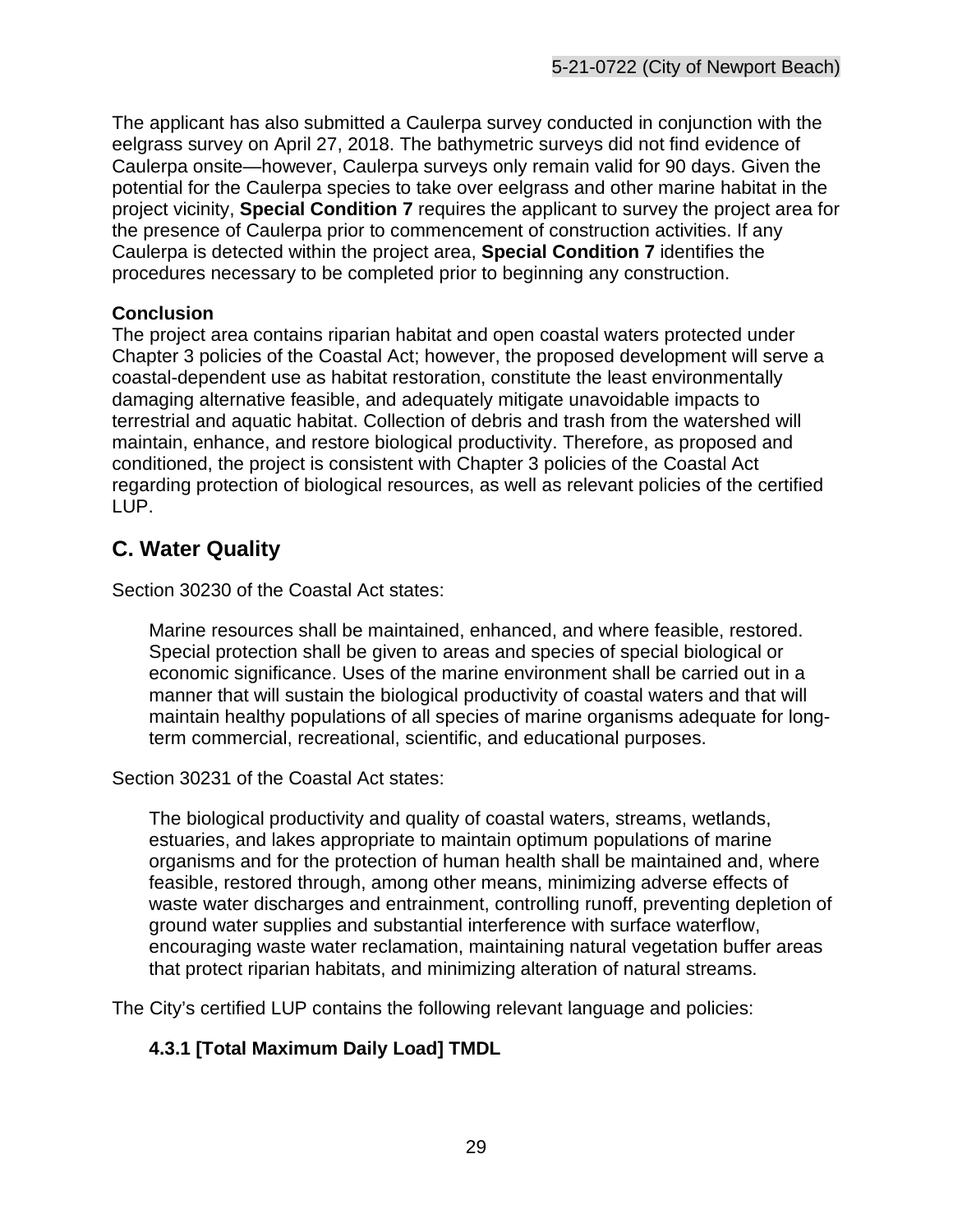The applicant has also submitted a Caulerpa survey conducted in conjunction with the eelgrass survey on April 27, 2018. The bathymetric surveys did not find evidence of Caulerpa onsite—however, Caulerpa surveys only remain valid for 90 days. Given the potential for the Caulerpa species to take over eelgrass and other marine habitat in the project vicinity, **Special Condition 7** requires the applicant to survey the project area for the presence of Caulerpa prior to commencement of construction activities. If any Caulerpa is detected within the project area, **Special Condition 7** identifies the procedures necessary to be completed prior to beginning any construction.

**Conclusion**

The project area contains riparian habitat and open coastal waters protected under Chapter 3 policies of the Coastal Act; however, the proposed development will serve a coastal-dependent use as habitat restoration, constitute the least environmentally damaging alternative feasible, and adequately mitigate unavoidable impacts to terrestrial and aquatic habitat. Collection of debris and trash from the watershed will maintain, enhance, and restore biological productivity. Therefore, as proposed and conditioned, the project is consistent with Chapter 3 policies of the Coastal Act regarding protection of biological resources, as well as relevant policies of the certified LUP.

## C. Water Quality

Section 30230 of the Coastal Act states:

> Marine resources shall be maintained, enhanced, and where feasible, restored. Special protection shall be given to areas and species of special biological or economic significance. Uses of the marine environment shall be carried out in a manner that will sustain the biological productivity of coastal waters and that will maintain healthy populations of all species of marine organisms adequate for long-term commercial, recreational, scientific, and educational purposes.

Section 30231 of the Coastal Act states:

> The biological productivity and quality of coastal waters, streams, wetlands, estuaries, and lakes appropriate to maintain optimum populations of marine organisms and for the protection of human health shall be maintained and, where feasible, restored through, among other means, minimizing adverse effects of waste water discharges and entrainment, controlling runoff, preventing depletion of ground water supplies and substantial interference with surface waterflow, encouraging waste water reclamation, maintaining natural vegetation buffer areas that protect riparian habitats, and minimizing alteration of natural streams.

The City's certified LUP contains the following relevant language and policies:

**4.3.1 [Total Maximum Daily Load] TMDL**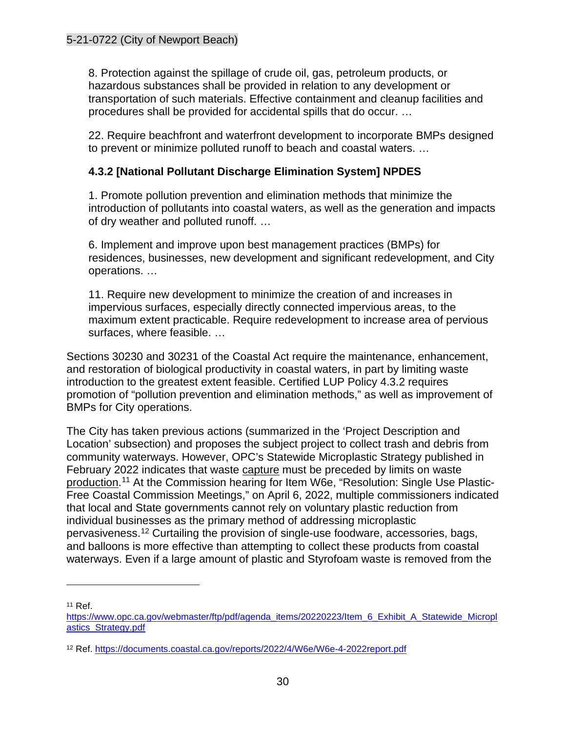8. Protection against the spillage of crude oil, gas, petroleum products, or hazardous substances shall be provided in relation to any development or transportation of such materials. Effective containment and cleanup facilities and procedures shall be provided for accidental spills that do occur. …

22. Require beachfront and waterfront development to incorporate BMPs designed to prevent or minimize polluted runoff to beach and coastal waters. …

**4.3.2 [National Pollutant Discharge Elimination System] NPDES**

1. Promote pollution prevention and elimination methods that minimize the introduction of pollutants into coastal waters, as well as the generation and impacts of dry weather and polluted runoff. …

6. Implement and improve upon best management practices (BMPs) for residences, businesses, new development and significant redevelopment, and City operations. …

11. Require new development to minimize the creation of and increases in impervious surfaces, especially directly connected impervious areas, to the maximum extent practicable. Require redevelopment to increase area of pervious surfaces, where feasible. …

Sections 30230 and 30231 of the Coastal Act require the maintenance, enhancement, and restoration of biological productivity in coastal waters, in part by limiting waste introduction to the greatest extent feasible. Certified LUP Policy 4.3.2 requires promotion of "pollution prevention and elimination methods," as well as improvement of BMPs for City operations.

The City has taken previous actions (summarized in the 'Project Description and Location' subsection) and proposes the subject project to collect trash and debris from community waterways. However, OPC's Statewide Microplastic Strategy published in February 2022 indicates that waste capture must be preceded by limits on waste production.[11] At the Commission hearing for Item W6e, "Resolution: Single Use Plastic-Free Coastal Commission Meetings," on April 6, 2022, multiple commissioners indicated that local and State governments cannot rely on voluntary plastic reduction from individual businesses as the primary method of addressing microplastic pervasiveness.[12] Curtailing the provision of single-use foodware, accessories, bags, and balloons is more effective than attempting to collect these products from coastal waterways. Even if a large amount of plastic and Styrofoam waste is removed from the

---

[11] Ref. https://www.opc.ca.gov/webmaster/ftp/pdf/agenda_items/20220223/Item_6_Exhibit_A_Statewide_Microplastics_Strategy.pdf

[12] Ref. https://documents.coastal.ca.gov/reports/2022/4/W6e/W6e-4-2022report.pdf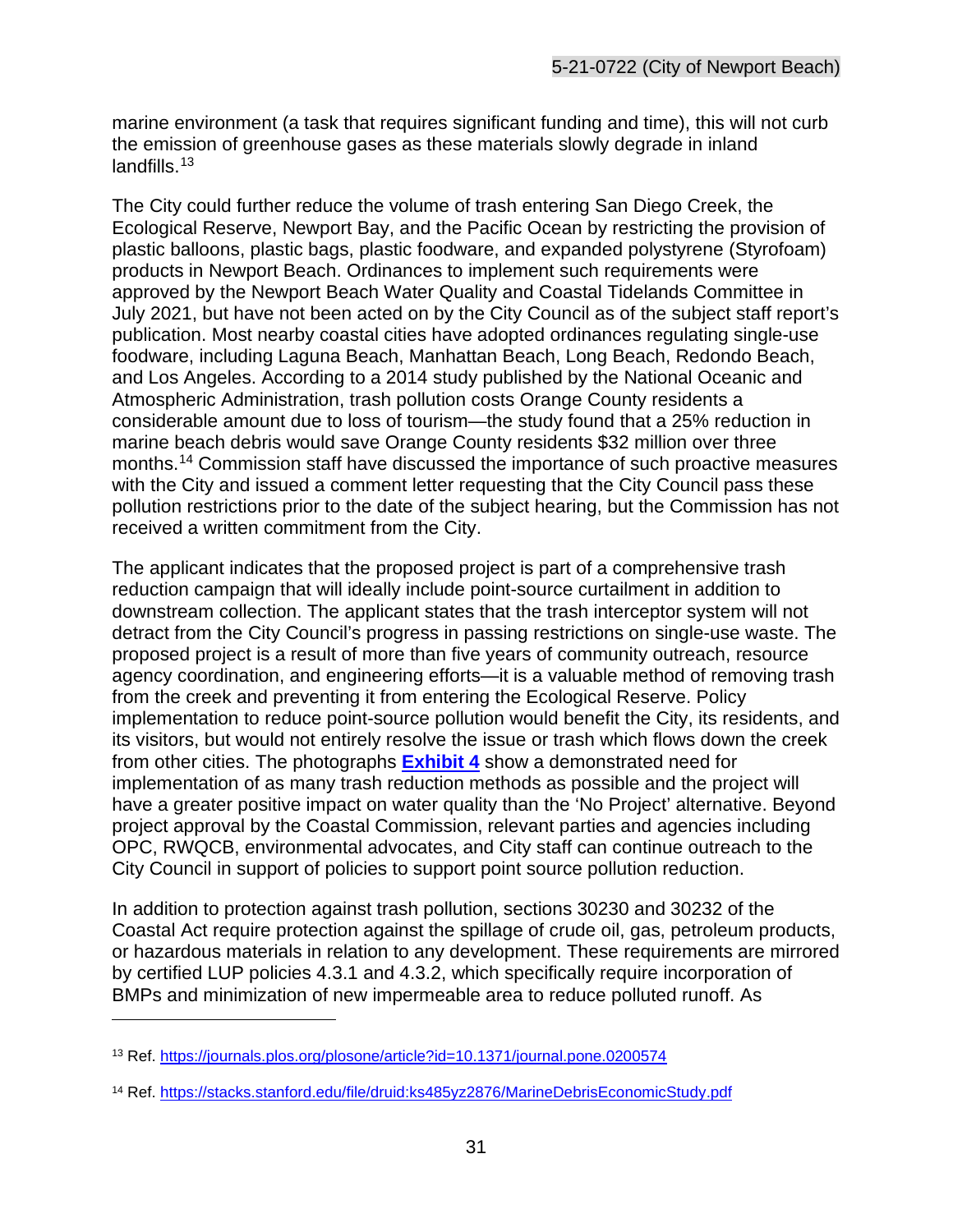marine environment (a task that requires significant funding and time), this will not curb the emission of greenhouse gases as these materials slowly degrade in inland landfills.[13]

The City could further reduce the volume of trash entering San Diego Creek, the Ecological Reserve, Newport Bay, and the Pacific Ocean by restricting the provision of plastic balloons, plastic bags, plastic foodware, and expanded polystyrene (Styrofoam) products in Newport Beach. Ordinances to implement such requirements were approved by the Newport Beach Water Quality and Coastal Tidelands Committee in July 2021, but have not been acted on by the City Council as of the subject staff report's publication. Most nearby coastal cities have adopted ordinances regulating single-use foodware, including Laguna Beach, Manhattan Beach, Long Beach, Redondo Beach, and Los Angeles. According to a 2014 study published by the National Oceanic and Atmospheric Administration, trash pollution costs Orange County residents a considerable amount due to loss of tourism—the study found that a 25% reduction in marine beach debris would save Orange County residents $32 million over three months.[14] Commission staff have discussed the importance of such proactive measures with the City and issued a comment letter requesting that the City Council pass these pollution restrictions prior to the date of the subject hearing, but the Commission has not received a written commitment from the City.

The applicant indicates that the proposed project is part of a comprehensive trash reduction campaign that will ideally include point-source curtailment in addition to downstream collection. The applicant states that the trash interceptor system will not detract from the City Council's progress in passing restrictions on single-use waste. The proposed project is a result of more than five years of community outreach, resource agency coordination, and engineering efforts—it is a valuable method of removing trash from the creek and preventing it from entering the Ecological Reserve. Policy implementation to reduce point-source pollution would benefit the City, its residents, and its visitors, but would not entirely resolve the issue or trash which flows down the creek from other cities. The photographs **Exhibit 4** show a demonstrated need for implementation of as many trash reduction methods as possible and the project will have a greater positive impact on water quality than the 'No Project' alternative. Beyond project approval by the Coastal Commission, relevant parties and agencies including OPC, RWQCB, environmental advocates, and City staff can continue outreach to the City Council in support of policies to support point source pollution reduction.

In addition to protection against trash pollution, sections 30230 and 30232 of the Coastal Act require protection against the spillage of crude oil, gas, petroleum products, or hazardous materials in relation to any development. These requirements are mirrored by certified LUP policies 4.3.1 and 4.3.2, which specifically require incorporation of BMPs and minimization of new impermeable area to reduce polluted runoff. As

---

[13] Ref. https://journals.plos.org/plosone/article?id=10.1371/journal.pone.0200574

[14] Ref. https://stacks.stanford.edu/file/druid:ks485yz2876/MarineDebrisEconomicStudy.pdf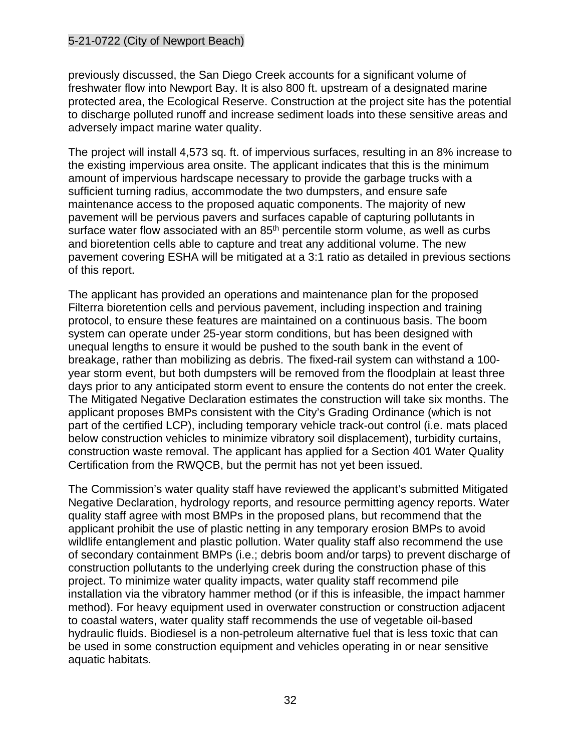previously discussed, the San Diego Creek accounts for a significant volume of freshwater flow into Newport Bay. It is also 800 ft. upstream of a designated marine protected area, the Ecological Reserve. Construction at the project site has the potential to discharge polluted runoff and increase sediment loads into these sensitive areas and adversely impact marine water quality.

The project will install 4,573 sq. ft. of impervious surfaces, resulting in an 8% increase to the existing impervious area onsite. The applicant indicates that this is the minimum amount of impervious hardscape necessary to provide the garbage trucks with a sufficient turning radius, accommodate the two dumpsters, and ensure safe maintenance access to the proposed aquatic components. The majority of new pavement will be pervious pavers and surfaces capable of capturing pollutants in surface water flow associated with an 85th percentile storm volume, as well as curbs and bioretention cells able to capture and treat any additional volume. The new pavement covering ESHA will be mitigated at a 3:1 ratio as detailed in previous sections of this report.

The applicant has provided an operations and maintenance plan for the proposed Filterra bioretention cells and pervious pavement, including inspection and training protocol, to ensure these features are maintained on a continuous basis. The boom system can operate under 25-year storm conditions, but has been designed with unequal lengths to ensure it would be pushed to the south bank in the event of breakage, rather than mobilizing as debris. The fixed-rail system can withstand a 100-year storm event, but both dumpsters will be removed from the floodplain at least three days prior to any anticipated storm event to ensure the contents do not enter the creek. The Mitigated Negative Declaration estimates the construction will take six months. The applicant proposes BMPs consistent with the City's Grading Ordinance (which is not part of the certified LCP), including temporary vehicle track-out control (i.e. mats placed below construction vehicles to minimize vibratory soil displacement), turbidity curtains, construction waste removal. The applicant has applied for a Section 401 Water Quality Certification from the RWQCB, but the permit has not yet been issued.

The Commission's water quality staff have reviewed the applicant's submitted Mitigated Negative Declaration, hydrology reports, and resource permitting agency reports. Water quality staff agree with most BMPs in the proposed plans, but recommend that the applicant prohibit the use of plastic netting in any temporary erosion BMPs to avoid wildlife entanglement and plastic pollution. Water quality staff also recommend the use of secondary containment BMPs (i.e.; debris boom and/or tarps) to prevent discharge of construction pollutants to the underlying creek during the construction phase of this project. To minimize water quality impacts, water quality staff recommend pile installation via the vibratory hammer method (or if this is infeasible, the impact hammer method). For heavy equipment used in overwater construction or construction adjacent to coastal waters, water quality staff recommends the use of vegetable oil-based hydraulic fluids. Biodiesel is a non-petroleum alternative fuel that is less toxic that can be used in some construction equipment and vehicles operating in or near sensitive aquatic habitats.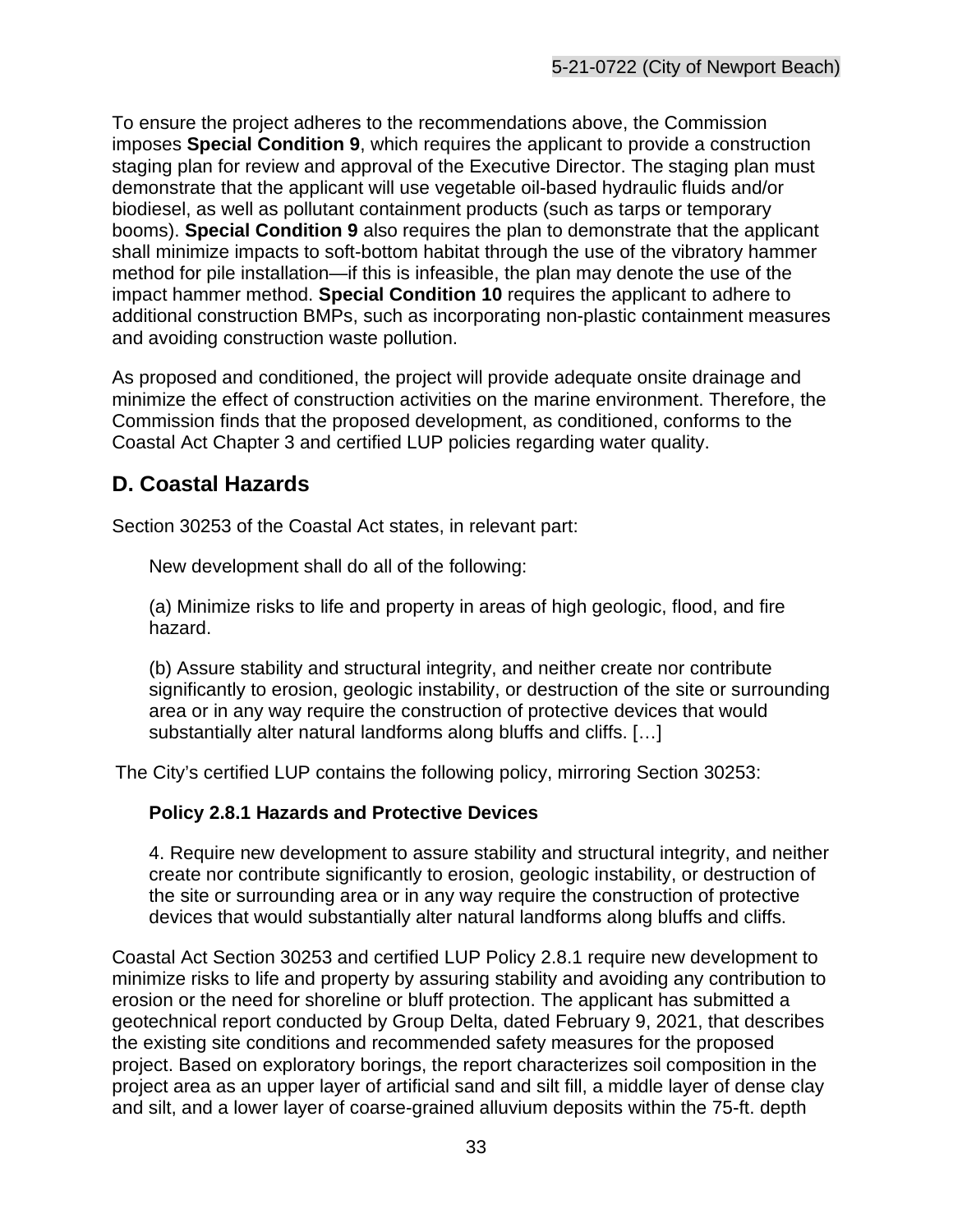To ensure the project adheres to the recommendations above, the Commission imposes **Special Condition 9**, which requires the applicant to provide a construction staging plan for review and approval of the Executive Director. The staging plan must demonstrate that the applicant will use vegetable oil-based hydraulic fluids and/or biodiesel, as well as pollutant containment products (such as tarps or temporary booms). **Special Condition 9** also requires the plan to demonstrate that the applicant shall minimize impacts to soft-bottom habitat through the use of the vibratory hammer method for pile installation—if this is infeasible, the plan may denote the use of the impact hammer method. **Special Condition 10** requires the applicant to adhere to additional construction BMPs, such as incorporating non-plastic containment measures and avoiding construction waste pollution.

As proposed and conditioned, the project will provide adequate onsite drainage and minimize the effect of construction activities on the marine environment. Therefore, the Commission finds that the proposed development, as conditioned, conforms to the Coastal Act Chapter 3 and certified LUP policies regarding water quality.

## D. Coastal Hazards

Section 30253 of the Coastal Act states, in relevant part:

> New development shall do all of the following:
>
> (a) Minimize risks to life and property in areas of high geologic, flood, and fire hazard.
>
> (b) Assure stability and structural integrity, and neither create nor contribute significantly to erosion, geologic instability, or destruction of the site or surrounding area or in any way require the construction of protective devices that would substantially alter natural landforms along bluffs and cliffs. […]

The City's certified LUP contains the following policy, mirroring Section 30253:

> **Policy 2.8.1 Hazards and Protective Devices**
>
> 4. Require new development to assure stability and structural integrity, and neither create nor contribute significantly to erosion, geologic instability, or destruction of the site or surrounding area or in any way require the construction of protective devices that would substantially alter natural landforms along bluffs and cliffs.

Coastal Act Section 30253 and certified LUP Policy 2.8.1 require new development to minimize risks to life and property by assuring stability and avoiding any contribution to erosion or the need for shoreline or bluff protection. The applicant has submitted a geotechnical report conducted by Group Delta, dated February 9, 2021, that describes the existing site conditions and recommended safety measures for the proposed project. Based on exploratory borings, the report characterizes soil composition in the project area as an upper layer of artificial sand and silt fill, a middle layer of dense clay and silt, and a lower layer of coarse-grained alluvium deposits within the 75-ft. depth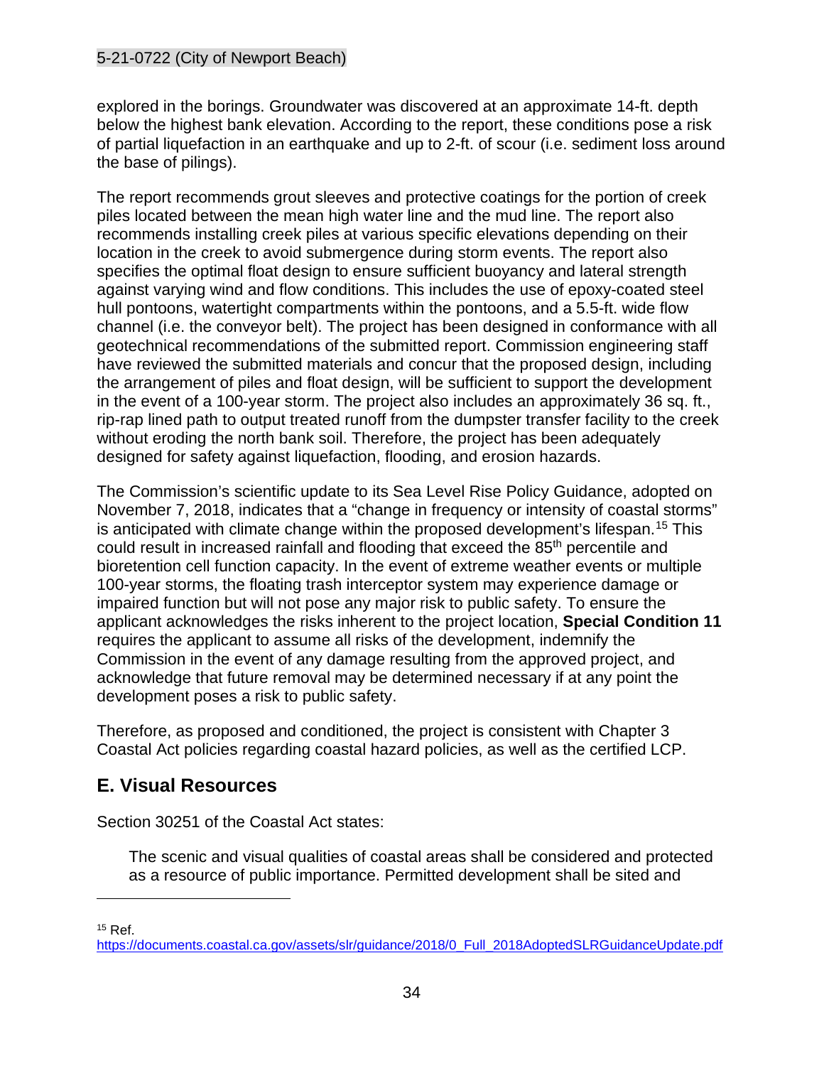explored in the borings. Groundwater was discovered at an approximate 14-ft. depth below the highest bank elevation. According to the report, these conditions pose a risk of partial liquefaction in an earthquake and up to 2-ft. of scour (i.e. sediment loss around the base of pilings).

The report recommends grout sleeves and protective coatings for the portion of creek piles located between the mean high water line and the mud line. The report also recommends installing creek piles at various specific elevations depending on their location in the creek to avoid submergence during storm events. The report also specifies the optimal float design to ensure sufficient buoyancy and lateral strength against varying wind and flow conditions. This includes the use of epoxy-coated steel hull pontoons, watertight compartments within the pontoons, and a 5.5-ft. wide flow channel (i.e. the conveyor belt). The project has been designed in conformance with all geotechnical recommendations of the submitted report. Commission engineering staff have reviewed the submitted materials and concur that the proposed design, including the arrangement of piles and float design, will be sufficient to support the development in the event of a 100-year storm. The project also includes an approximately 36 sq. ft., rip-rap lined path to output treated runoff from the dumpster transfer facility to the creek without eroding the north bank soil. Therefore, the project has been adequately designed for safety against liquefaction, flooding, and erosion hazards.

The Commission's scientific update to its Sea Level Rise Policy Guidance, adopted on November 7, 2018, indicates that a "change in frequency or intensity of coastal storms" is anticipated with climate change within the proposed development's lifespan.[15] This could result in increased rainfall and flooding that exceed the 85th percentile and bioretention cell function capacity. In the event of extreme weather events or multiple 100-year storms, the floating trash interceptor system may experience damage or impaired function but will not pose any major risk to public safety. To ensure the applicant acknowledges the risks inherent to the project location, **Special Condition 11** requires the applicant to assume all risks of the development, indemnify the Commission in the event of any damage resulting from the approved project, and acknowledge that future removal may be determined necessary if at any point the development poses a risk to public safety.

Therefore, as proposed and conditioned, the project is consistent with Chapter 3 Coastal Act policies regarding coastal hazard policies, as well as the certified LCP.

## E. Visual Resources

Section 30251 of the Coastal Act states:

> The scenic and visual qualities of coastal areas shall be considered and protected as a resource of public importance. Permitted development shall be sited and

---

[15] Ref. https://documents.coastal.ca.gov/assets/slr/guidance/2018/0_Full_2018AdoptedSLRGuidanceUpdate.pdf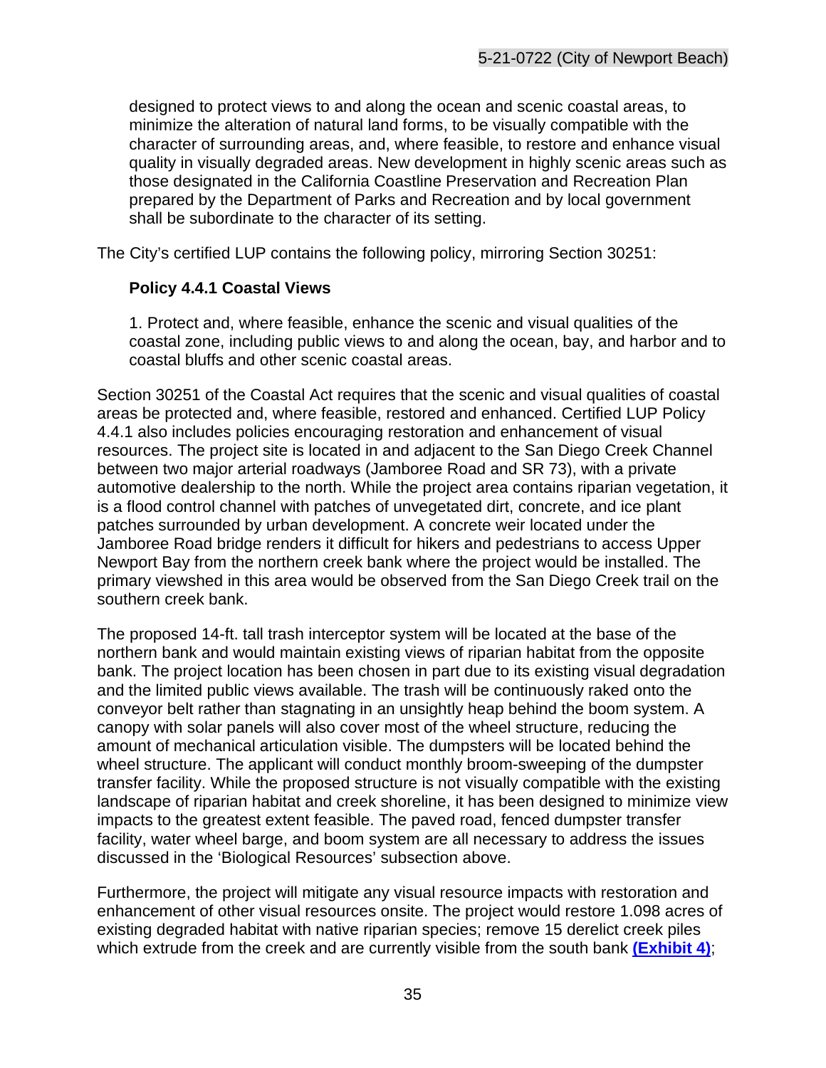> designed to protect views to and along the ocean and scenic coastal areas, to minimize the alteration of natural land forms, to be visually compatible with the character of surrounding areas, and, where feasible, to restore and enhance visual quality in visually degraded areas. New development in highly scenic areas such as those designated in the California Coastline Preservation and Recreation Plan prepared by the Department of Parks and Recreation and by local government shall be subordinate to the character of its setting.

The City's certified LUP contains the following policy, mirroring Section 30251:

> **Policy 4.4.1 Coastal Views**
>
> 1. Protect and, where feasible, enhance the scenic and visual qualities of the coastal zone, including public views to and along the ocean, bay, and harbor and to coastal bluffs and other scenic coastal areas.

Section 30251 of the Coastal Act requires that the scenic and visual qualities of coastal areas be protected and, where feasible, restored and enhanced. Certified LUP Policy 4.4.1 also includes policies encouraging restoration and enhancement of visual resources. The project site is located in and adjacent to the San Diego Creek Channel between two major arterial roadways (Jamboree Road and SR 73), with a private automotive dealership to the north. While the project area contains riparian vegetation, it is a flood control channel with patches of unvegetated dirt, concrete, and ice plant patches surrounded by urban development. A concrete weir located under the Jamboree Road bridge renders it difficult for hikers and pedestrians to access Upper Newport Bay from the northern creek bank where the project would be installed. The primary viewshed in this area would be observed from the San Diego Creek trail on the southern creek bank.

The proposed 14-ft. tall trash interceptor system will be located at the base of the northern bank and would maintain existing views of riparian habitat from the opposite bank. The project location has been chosen in part due to its existing visual degradation and the limited public views available. The trash will be continuously raked onto the conveyor belt rather than stagnating in an unsightly heap behind the boom system. A canopy with solar panels will also cover most of the wheel structure, reducing the amount of mechanical articulation visible. The dumpsters will be located behind the wheel structure. The applicant will conduct monthly broom-sweeping of the dumpster transfer facility. While the proposed structure is not visually compatible with the existing landscape of riparian habitat and creek shoreline, it has been designed to minimize view impacts to the greatest extent feasible. The paved road, fenced dumpster transfer facility, water wheel barge, and boom system are all necessary to address the issues discussed in the 'Biological Resources' subsection above.

Furthermore, the project will mitigate any visual resource impacts with restoration and enhancement of other visual resources onsite. The project would restore 1.098 acres of existing degraded habitat with native riparian species; remove 15 derelict creek piles which extrude from the creek and are currently visible from the south bank **(Exhibit 4)**;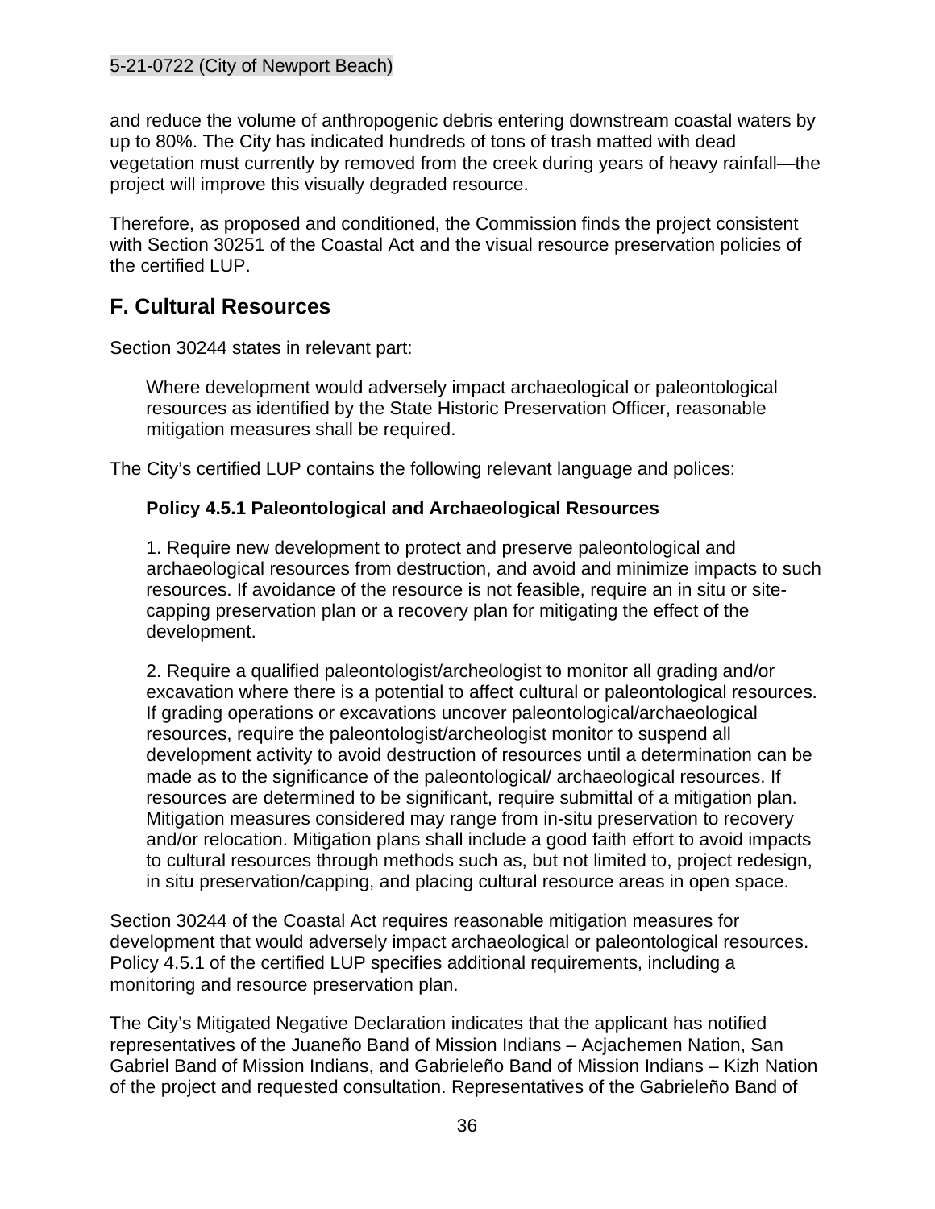and reduce the volume of anthropogenic debris entering downstream coastal waters by up to 80%. The City has indicated hundreds of tons of trash matted with dead vegetation must currently by removed from the creek during years of heavy rainfall—the project will improve this visually degraded resource.

Therefore, as proposed and conditioned, the Commission finds the project consistent with Section 30251 of the Coastal Act and the visual resource preservation policies of the certified LUP.

## F. Cultural Resources

Section 30244 states in relevant part:

> Where development would adversely impact archaeological or paleontological resources as identified by the State Historic Preservation Officer, reasonable mitigation measures shall be required.

The City's certified LUP contains the following relevant language and polices:

> **Policy 4.5.1 Paleontological and Archaeological Resources**
>
> 1. Require new development to protect and preserve paleontological and archaeological resources from destruction, and avoid and minimize impacts to such resources. If avoidance of the resource is not feasible, require an in situ or site-capping preservation plan or a recovery plan for mitigating the effect of the development.
>
> 2. Require a qualified paleontologist/archeologist to monitor all grading and/or excavation where there is a potential to affect cultural or paleontological resources. If grading operations or excavations uncover paleontological/archaeological resources, require the paleontologist/archeologist monitor to suspend all development activity to avoid destruction of resources until a determination can be made as to the significance of the paleontological/ archaeological resources. If resources are determined to be significant, require submittal of a mitigation plan. Mitigation measures considered may range from in-situ preservation to recovery and/or relocation. Mitigation plans shall include a good faith effort to avoid impacts to cultural resources through methods such as, but not limited to, project redesign, in situ preservation/capping, and placing cultural resource areas in open space.

Section 30244 of the Coastal Act requires reasonable mitigation measures for development that would adversely impact archaeological or paleontological resources. Policy 4.5.1 of the certified LUP specifies additional requirements, including a monitoring and resource preservation plan.

The City's Mitigated Negative Declaration indicates that the applicant has notified representatives of the Juaneño Band of Mission Indians – Acjachemen Nation, San Gabriel Band of Mission Indians, and Gabrieleño Band of Mission Indians – Kizh Nation of the project and requested consultation. Representatives of the Gabrieleño Band of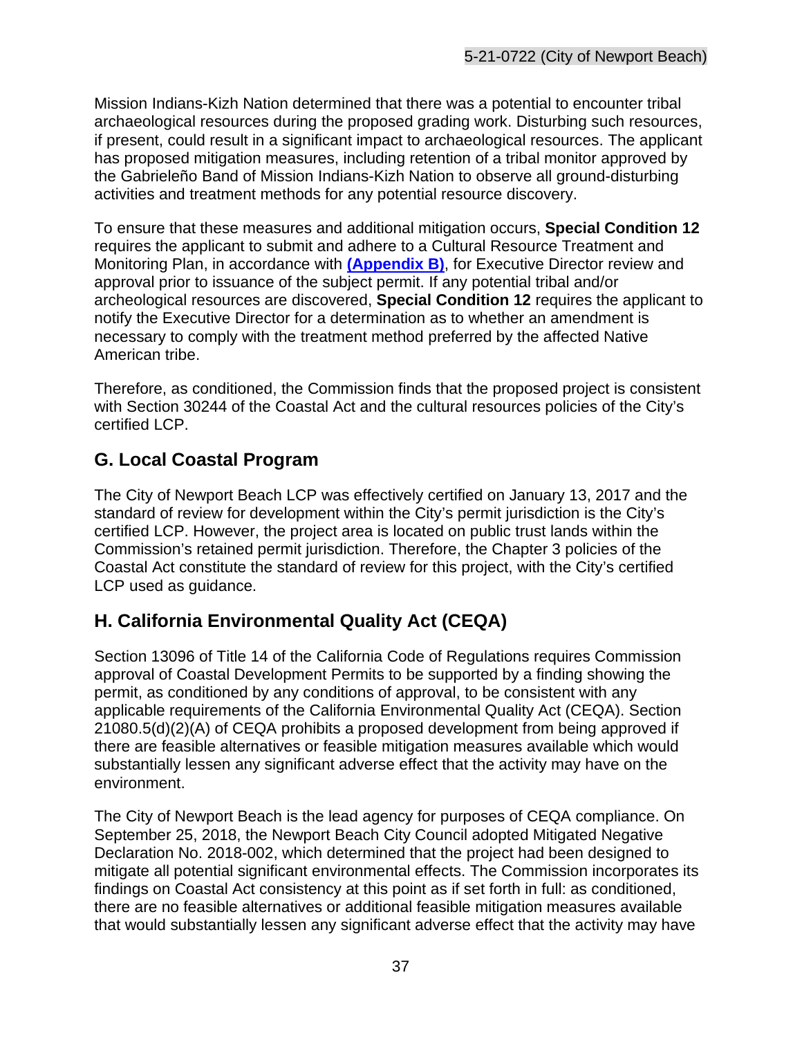Mission Indians-Kizh Nation determined that there was a potential to encounter tribal archaeological resources during the proposed grading work. Disturbing such resources, if present, could result in a significant impact to archaeological resources. The applicant has proposed mitigation measures, including retention of a tribal monitor approved by the Gabrieleño Band of Mission Indians-Kizh Nation to observe all ground-disturbing activities and treatment methods for any potential resource discovery.

To ensure that these measures and additional mitigation occurs, **Special Condition 12** requires the applicant to submit and adhere to a Cultural Resource Treatment and Monitoring Plan, in accordance with **(Appendix B)**, for Executive Director review and approval prior to issuance of the subject permit. If any potential tribal and/or archeological resources are discovered, **Special Condition 12** requires the applicant to notify the Executive Director for a determination as to whether an amendment is necessary to comply with the treatment method preferred by the affected Native American tribe.

Therefore, as conditioned, the Commission finds that the proposed project is consistent with Section 30244 of the Coastal Act and the cultural resources policies of the City's certified LCP.

## G. Local Coastal Program

The City of Newport Beach LCP was effectively certified on January 13, 2017 and the standard of review for development within the City's permit jurisdiction is the City's certified LCP. However, the project area is located on public trust lands within the Commission's retained permit jurisdiction. Therefore, the Chapter 3 policies of the Coastal Act constitute the standard of review for this project, with the City's certified LCP used as guidance.

## H. California Environmental Quality Act (CEQA)

Section 13096 of Title 14 of the California Code of Regulations requires Commission approval of Coastal Development Permits to be supported by a finding showing the permit, as conditioned by any conditions of approval, to be consistent with any applicable requirements of the California Environmental Quality Act (CEQA). Section 21080.5(d)(2)(A) of CEQA prohibits a proposed development from being approved if there are feasible alternatives or feasible mitigation measures available which would substantially lessen any significant adverse effect that the activity may have on the environment.

The City of Newport Beach is the lead agency for purposes of CEQA compliance. On September 25, 2018, the Newport Beach City Council adopted Mitigated Negative Declaration No. 2018-002, which determined that the project had been designed to mitigate all potential significant environmental effects. The Commission incorporates its findings on Coastal Act consistency at this point as if set forth in full: as conditioned, there are no feasible alternatives or additional feasible mitigation measures available that would substantially lessen any significant adverse effect that the activity may have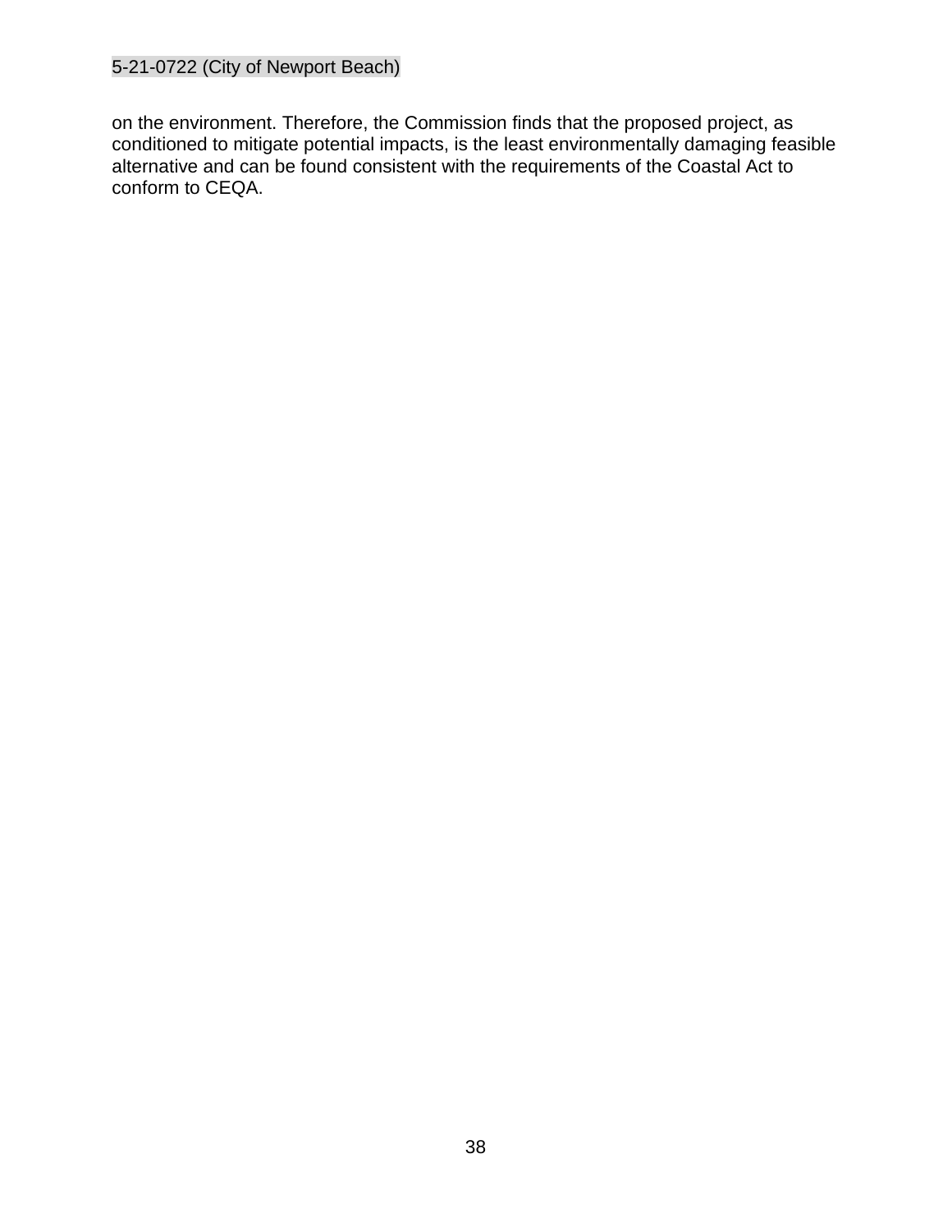on the environment. Therefore, the Commission finds that the proposed project, as conditioned to mitigate potential impacts, is the least environmentally damaging feasible alternative and can be found consistent with the requirements of the Coastal Act to conform to CEQA.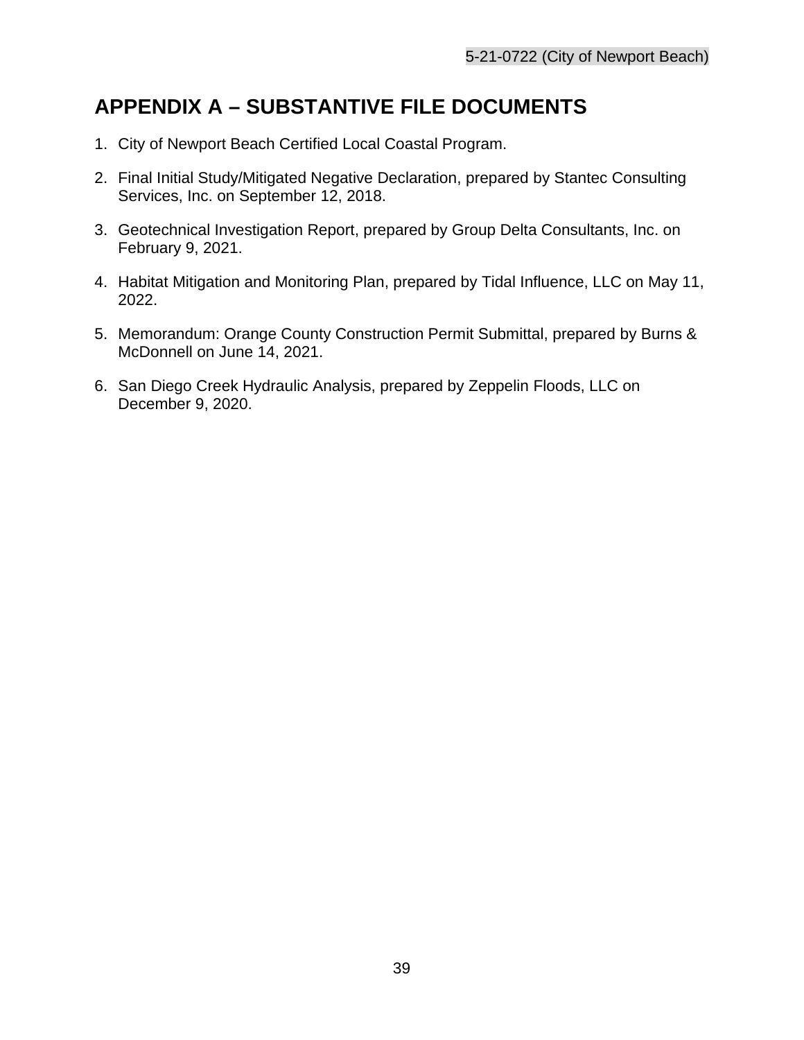# APPENDIX A – SUBSTANTIVE FILE DOCUMENTS

1. City of Newport Beach Certified Local Coastal Program.
2. Final Initial Study/Mitigated Negative Declaration, prepared by Stantec Consulting Services, Inc. on September 12, 2018.
3. Geotechnical Investigation Report, prepared by Group Delta Consultants, Inc. on February 9, 2021.
4. Habitat Mitigation and Monitoring Plan, prepared by Tidal Influence, LLC on May 11, 2022.
5. Memorandum: Orange County Construction Permit Submittal, prepared by Burns & McDonnell on June 14, 2021.
6. San Diego Creek Hydraulic Analysis, prepared by Zeppelin Floods, LLC on December 9, 2020.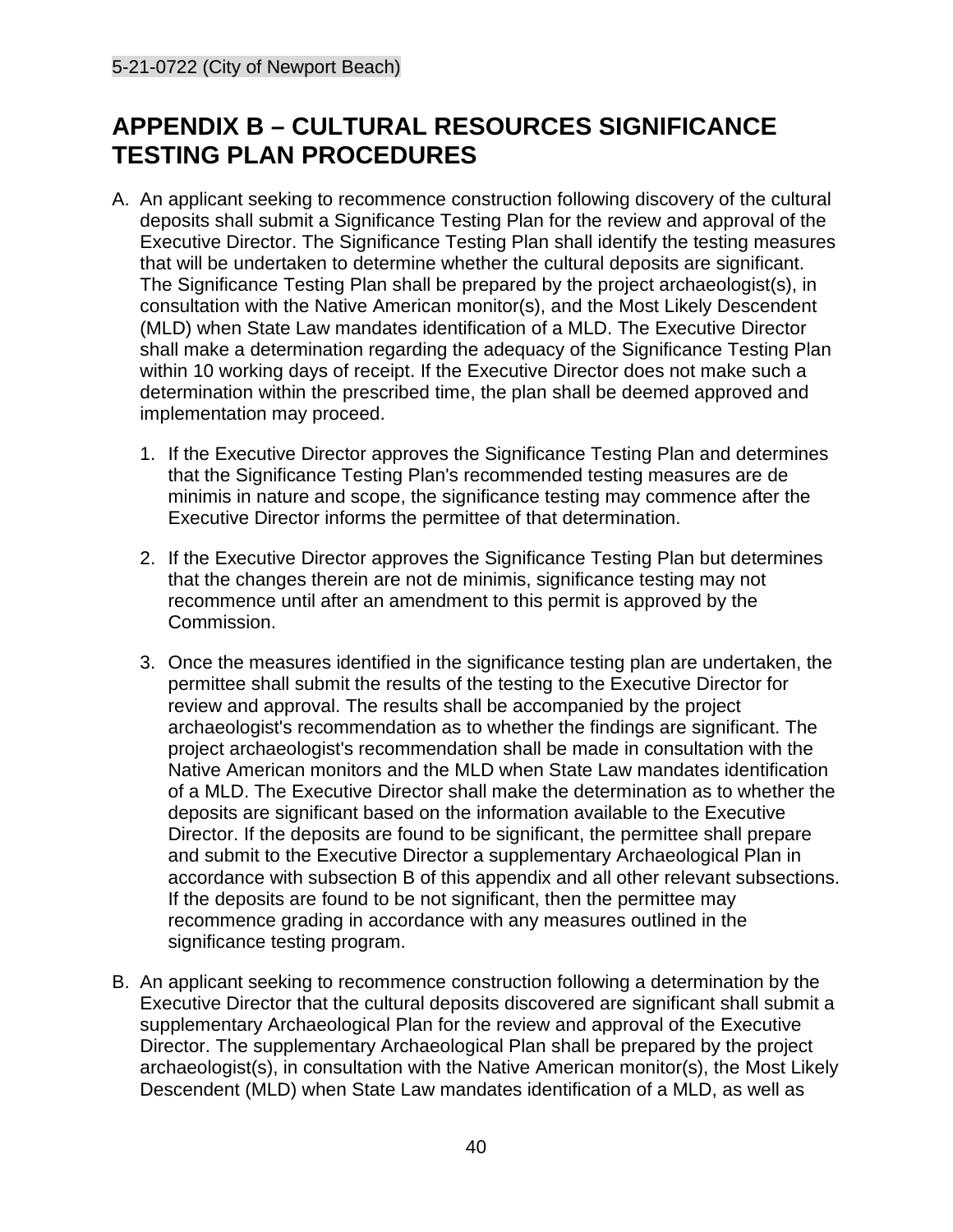# APPENDIX B – CULTURAL RESOURCES SIGNIFICANCE TESTING PLAN PROCEDURES

A. An applicant seeking to recommence construction following discovery of the cultural deposits shall submit a Significance Testing Plan for the review and approval of the Executive Director. The Significance Testing Plan shall identify the testing measures that will be undertaken to determine whether the cultural deposits are significant. The Significance Testing Plan shall be prepared by the project archaeologist(s), in consultation with the Native American monitor(s), and the Most Likely Descendent (MLD) when State Law mandates identification of a MLD. The Executive Director shall make a determination regarding the adequacy of the Significance Testing Plan within 10 working days of receipt. If the Executive Director does not make such a determination within the prescribed time, the plan shall be deemed approved and implementation may proceed.

   1. If the Executive Director approves the Significance Testing Plan and determines that the Significance Testing Plan's recommended testing measures are de minimis in nature and scope, the significance testing may commence after the Executive Director informs the permittee of that determination.

   2. If the Executive Director approves the Significance Testing Plan but determines that the changes therein are not de minimis, significance testing may not recommence until after an amendment to this permit is approved by the Commission.

   3. Once the measures identified in the significance testing plan are undertaken, the permittee shall submit the results of the testing to the Executive Director for review and approval. The results shall be accompanied by the project archaeologist's recommendation as to whether the findings are significant. The project archaeologist's recommendation shall be made in consultation with the Native American monitors and the MLD when State Law mandates identification of a MLD. The Executive Director shall make the determination as to whether the deposits are significant based on the information available to the Executive Director. If the deposits are found to be significant, the permittee shall prepare and submit to the Executive Director a supplementary Archaeological Plan in accordance with subsection B of this appendix and all other relevant subsections. If the deposits are found to be not significant, then the permittee may recommence grading in accordance with any measures outlined in the significance testing program.

B. An applicant seeking to recommence construction following a determination by the Executive Director that the cultural deposits discovered are significant shall submit a supplementary Archaeological Plan for the review and approval of the Executive Director. The supplementary Archaeological Plan shall be prepared by the project archaeologist(s), in consultation with the Native American monitor(s), the Most Likely Descendent (MLD) when State Law mandates identification of a MLD, as well as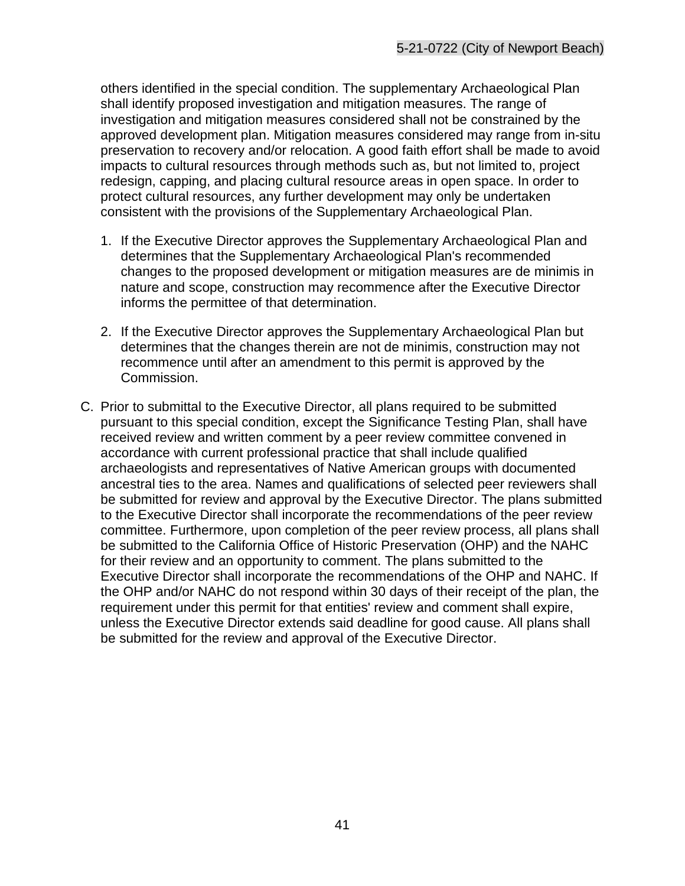others identified in the special condition. The supplementary Archaeological Plan shall identify proposed investigation and mitigation measures. The range of investigation and mitigation measures considered shall not be constrained by the approved development plan. Mitigation measures considered may range from in-situ preservation to recovery and/or relocation. A good faith effort shall be made to avoid impacts to cultural resources through methods such as, but not limited to, project redesign, capping, and placing cultural resource areas in open space. In order to protect cultural resources, any further development may only be undertaken consistent with the provisions of the Supplementary Archaeological Plan.

1. If the Executive Director approves the Supplementary Archaeological Plan and determines that the Supplementary Archaeological Plan's recommended changes to the proposed development or mitigation measures are de minimis in nature and scope, construction may recommence after the Executive Director informs the permittee of that determination.

2. If the Executive Director approves the Supplementary Archaeological Plan but determines that the changes therein are not de minimis, construction may not recommence until after an amendment to this permit is approved by the Commission.

C. Prior to submittal to the Executive Director, all plans required to be submitted pursuant to this special condition, except the Significance Testing Plan, shall have received review and written comment by a peer review committee convened in accordance with current professional practice that shall include qualified archaeologists and representatives of Native American groups with documented ancestral ties to the area. Names and qualifications of selected peer reviewers shall be submitted for review and approval by the Executive Director. The plans submitted to the Executive Director shall incorporate the recommendations of the peer review committee. Furthermore, upon completion of the peer review process, all plans shall be submitted to the California Office of Historic Preservation (OHP) and the NAHC for their review and an opportunity to comment. The plans submitted to the Executive Director shall incorporate the recommendations of the OHP and NAHC. If the OHP and/or NAHC do not respond within 30 days of their receipt of the plan, the requirement under this permit for that entities' review and comment shall expire, unless the Executive Director extends said deadline for good cause. All plans shall be submitted for the review and approval of the Executive Director.